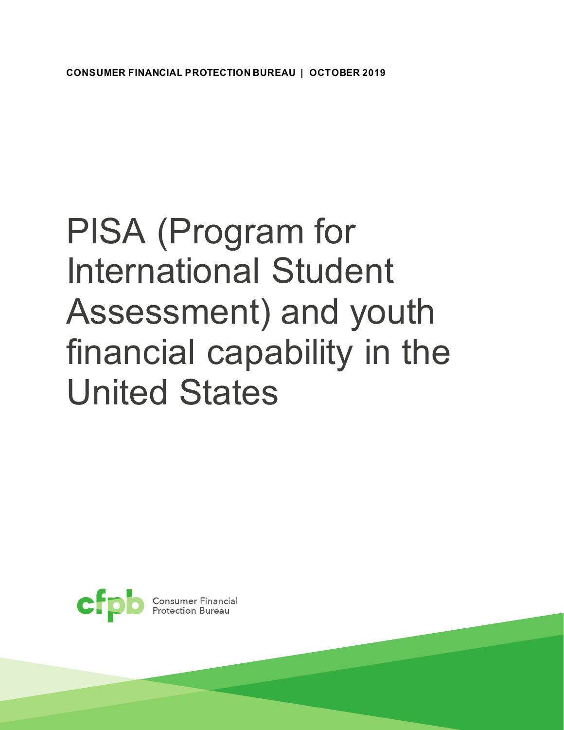CONSUMER FINANCIAL PROTECTION BUREAU | OCTOBER 2019

# PISA (Program for International Student Assessment) and youth financial capability in the United States

cfpb Consumer Financial Protection Bureau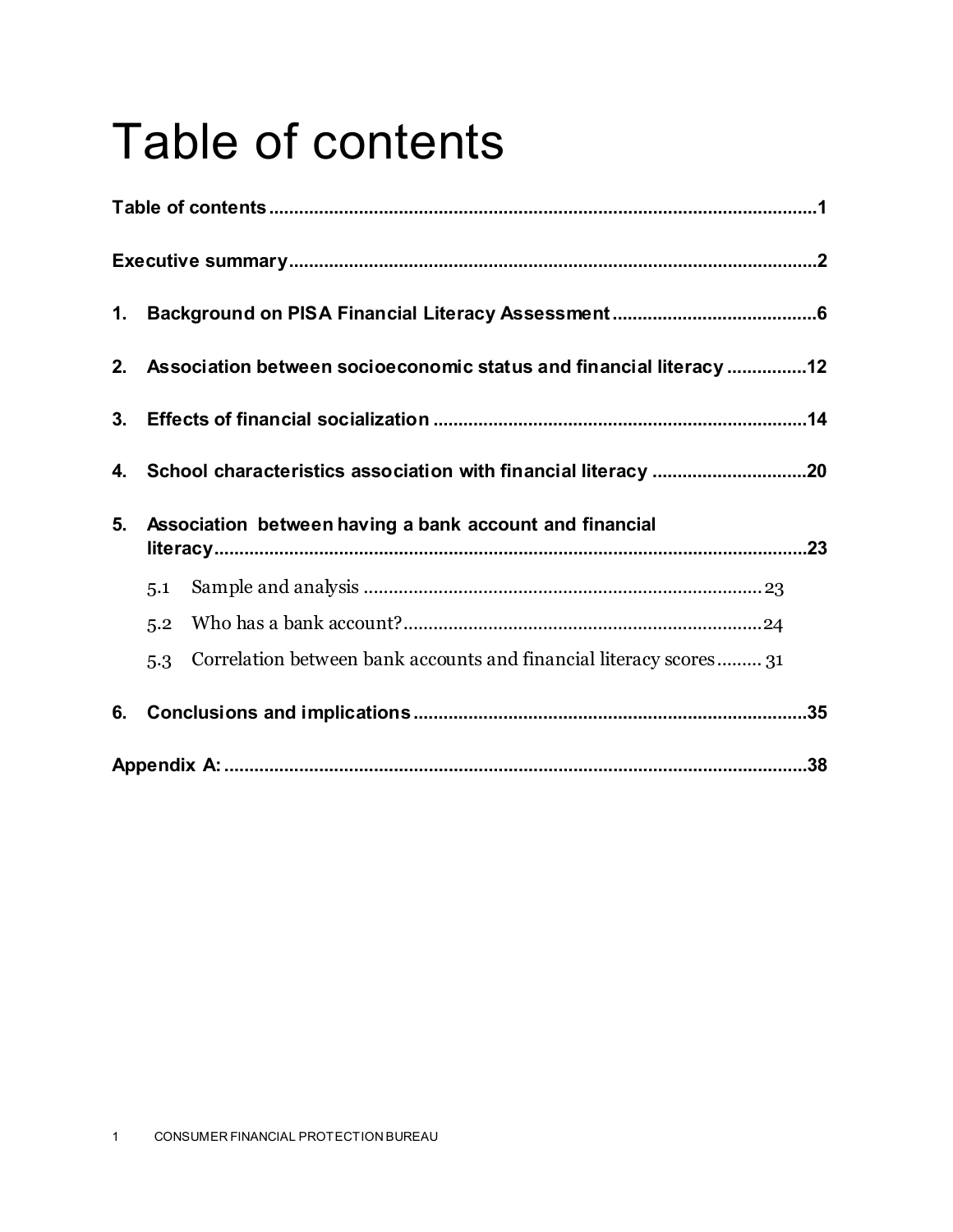# Table of contents

**Table of contents** ..........1

**Executive summary** ..........2

**1. Background on PISA Financial Literacy Assessment** ..........6

**2. Association between socioeconomic status and financial literacy** ..........12

**3. Effects of financial socialization** ..........14

**4. School characteristics association with financial literacy** ..........20

**5. Association between having a bank account and financial literacy** ..........23

- 5.1 Sample and analysis ..........23
- 5.2 Who has a bank account? ..........24
- 5.3 Correlation between bank accounts and financial literacy scores ..........31

**6. Conclusions and implications** ..........35

**Appendix A:** ..........38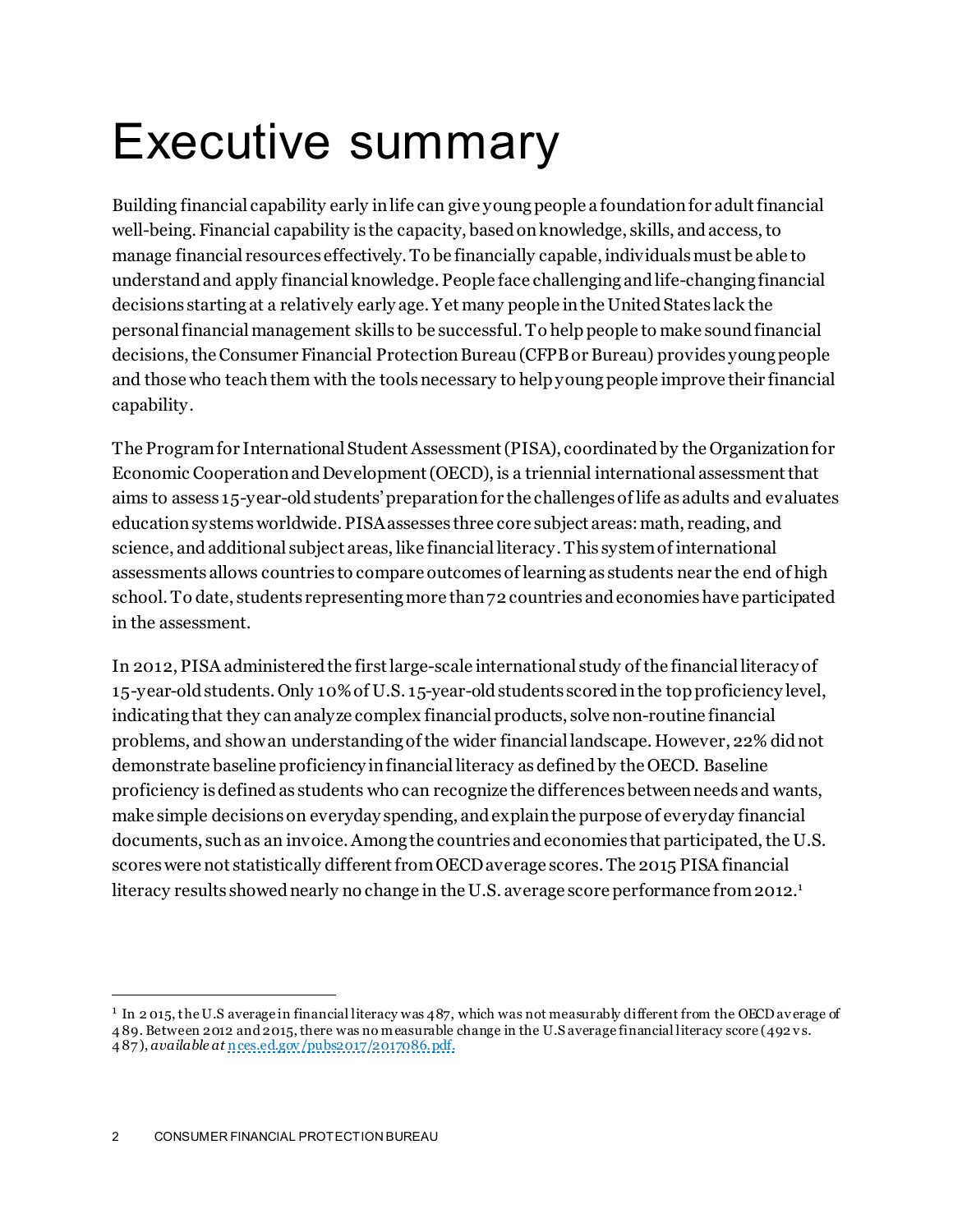# Executive summary

Building financial capability early in life can give young people a foundation for adult financial well-being. Financial capability is the capacity, based on knowledge, skills, and access, to manage financial resources effectively. To be financially capable, individuals must be able to understand and apply financial knowledge. People face challenging and life-changing financial decisions starting at a relatively early age. Yet many people in the United States lack the personal financial management skills to be successful. To help people to make sound financial decisions, the Consumer Financial Protection Bureau (CFPB or Bureau) provides young people and those who teach them with the tools necessary to help young people improve their financial capability.

The Program for International Student Assessment (PISA), coordinated by the Organization for Economic Cooperation and Development (OECD), is a triennial international assessment that aims to assess 15-year-old students' preparation for the challenges of life as adults and evaluates education systems worldwide. PISA assesses three core subject areas: math, reading, and science, and additional subject areas, like financial literacy. This system of international assessments allows countries to compare outcomes of learning as students near the end of high school. To date, students representing more than 72 countries and economies have participated in the assessment.

In 2012, PISA administered the first large-scale international study of the financial literacy of 15-year-old students. Only 10% of U.S. 15-year-old students scored in the top proficiency level, indicating that they can analyze complex financial products, solve non-routine financial problems, and show an understanding of the wider financial landscape. However, 22% did not demonstrate baseline proficiency in financial literacy as defined by the OECD. Baseline proficiency is defined as students who can recognize the differences between needs and wants, make simple decisions on everyday spending, and explain the purpose of everyday financial documents, such as an invoice. Among the countries and economies that participated, the U.S. scores were not statistically different from OECD average scores. The 2015 PISA financial literacy results showed nearly no change in the U.S. average score performance from 2012.[1]

---

[1] In 2015, the U.S average in financial literacy was 487, which was not measurably different from the OECD average of 489. Between 2012 and 2015, there was no measurable change in the U.S average financial literacy score (492 vs. 487), *available at* nces.ed.gov/pubs2017/2017086.pdf.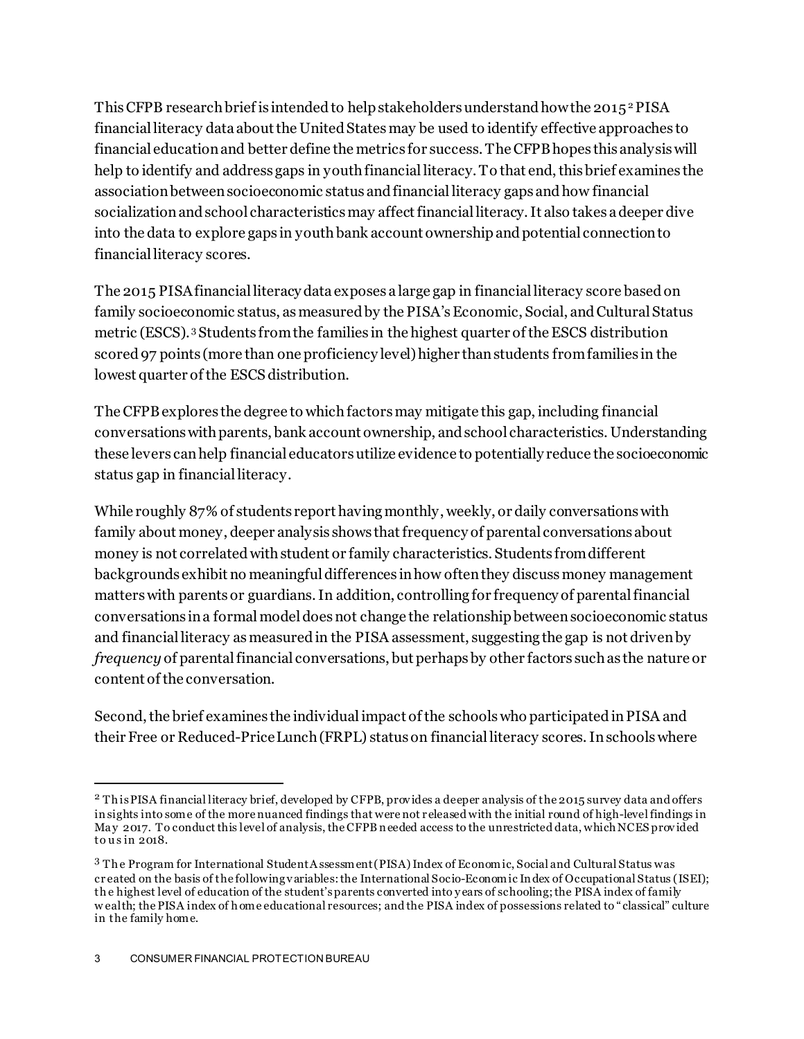This CFPB research brief is intended to help stakeholders understand how the 2015[2] PISA financial literacy data about the United States may be used to identify effective approaches to financial education and better define the metrics for success. The CFPB hopes this analysis will help to identify and address gaps in youth financial literacy. To that end, this brief examines the association between socioeconomic status and financial literacy gaps and how financial socialization and school characteristics may affect financial literacy. It also takes a deeper dive into the data to explore gaps in youth bank account ownership and potential connection to financial literacy scores.

The 2015 PISA financial literacy data exposes a large gap in financial literacy score based on family socioeconomic status, as measured by the PISA's Economic, Social, and Cultural Status metric (ESCS).[3] Students from the families in the highest quarter of the ESCS distribution scored 97 points (more than one proficiency level) higher than students from families in the lowest quarter of the ESCS distribution.

The CFPB explores the degree to which factors may mitigate this gap, including financial conversations with parents, bank account ownership, and school characteristics. Understanding these levers can help financial educators utilize evidence to potentially reduce the socioeconomic status gap in financial literacy.

While roughly 87% of students report having monthly, weekly, or daily conversations with family about money, deeper analysis shows that frequency of parental conversations about money is not correlated with student or family characteristics. Students from different backgrounds exhibit no meaningful differences in how often they discuss money management matters with parents or guardians. In addition, controlling for frequency of parental financial conversations in a formal model does not change the relationship between socioeconomic status and financial literacy as measured in the PISA assessment, suggesting the gap is not driven by *frequency* of parental financial conversations, but perhaps by other factors such as the nature or content of the conversation.

Second, the brief examines the individual impact of the schools who participated in PISA and their Free or Reduced-Price Lunch (FRPL) status on financial literacy scores. In schools where

---

[2] This PISA financial literacy brief, developed by CFPB, provides a deeper analysis of the 2015 survey data and offers insights into some of the more nuanced findings that were not released with the initial round of high-level findings in May 2017. To conduct this level of analysis, the CFPB needed access to the unrestricted data, which NCES provided to us in 2018.

[3] The Program for International Student Assessment (PISA) Index of Economic, Social and Cultural Status was created on the basis of the following variables: the International Socio-Economic Index of Occupational Status (ISEI); the highest level of education of the student's parents converted into years of schooling; the PISA index of family wealth; the PISA index of home educational resources; and the PISA index of possessions related to "classical" culture in the family home.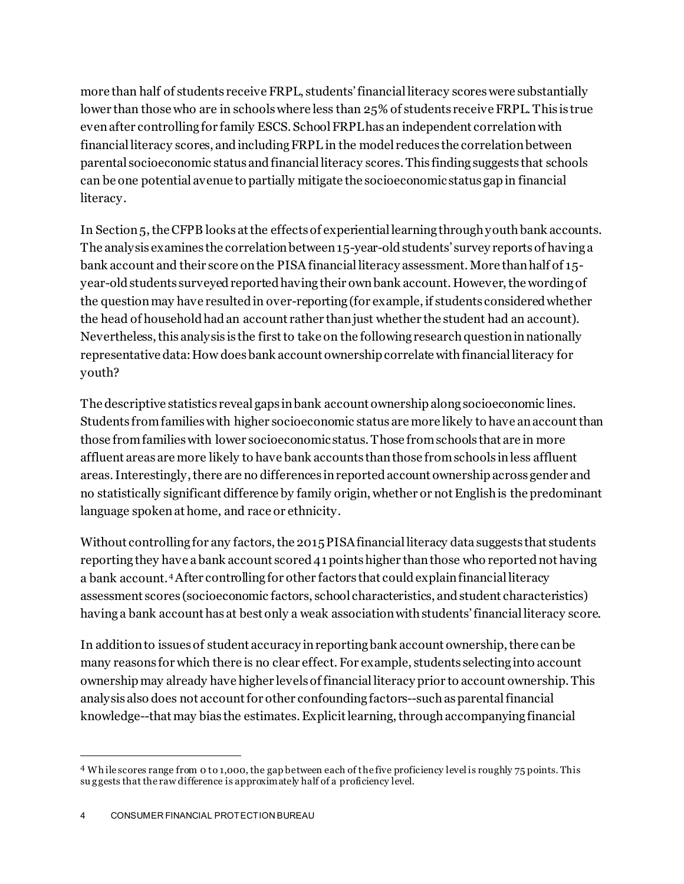more than half of students receive FRPL, students' financial literacy scores were substantially lower than those who are in schools where less than 25% of students receive FRPL. This is true even after controlling for family ESCS. School FRPL has an independent correlation with financial literacy scores, and including FRPL in the model reduces the correlation between parental socioeconomic status and financial literacy scores. This finding suggests that schools can be one potential avenue to partially mitigate the socioeconomic status gap in financial literacy.

In Section 5, the CFPB looks at the effects of experiential learning through youth bank accounts. The analysis examines the correlation between 15-year-old students' survey reports of having a bank account and their score on the PISA financial literacy assessment. More than half of 15-year-old students surveyed reported having their own bank account. However, the wording of the question may have resulted in over-reporting (for example, if students considered whether the head of household had an account rather than just whether the student had an account). Nevertheless, this analysis is the first to take on the following research question in nationally representative data: How does bank account ownership correlate with financial literacy for youth?

The descriptive statistics reveal gaps in bank account ownership along socioeconomic lines. Students from families with higher socioeconomic status are more likely to have an account than those from families with lower socioeconomic status. Those from schools that are in more affluent areas are more likely to have bank accounts than those from schools in less affluent areas. Interestingly, there are no differences in reported account ownership across gender and no statistically significant difference by family origin, whether or not English is the predominant language spoken at home, and race or ethnicity.

Without controlling for any factors, the 2015 PISA financial literacy data suggests that students reporting they have a bank account scored 41 points higher than those who reported not having a bank account.[4] After controlling for other factors that could explain financial literacy assessment scores (socioeconomic factors, school characteristics, and student characteristics) having a bank account has at best only a weak association with students' financial literacy score.

In addition to issues of student accuracy in reporting bank account ownership, there can be many reasons for which there is no clear effect. For example, students selecting into account ownership may already have higher levels of financial literacy prior to account ownership. This analysis also does not account for other confounding factors--such as parental financial knowledge--that may bias the estimates. Explicit learning, through accompanying financial

[4] While scores range from 0 to 1,000, the gap between each of the five proficiency level is roughly 75 points. This suggests that the raw difference is approximately half of a proficiency level.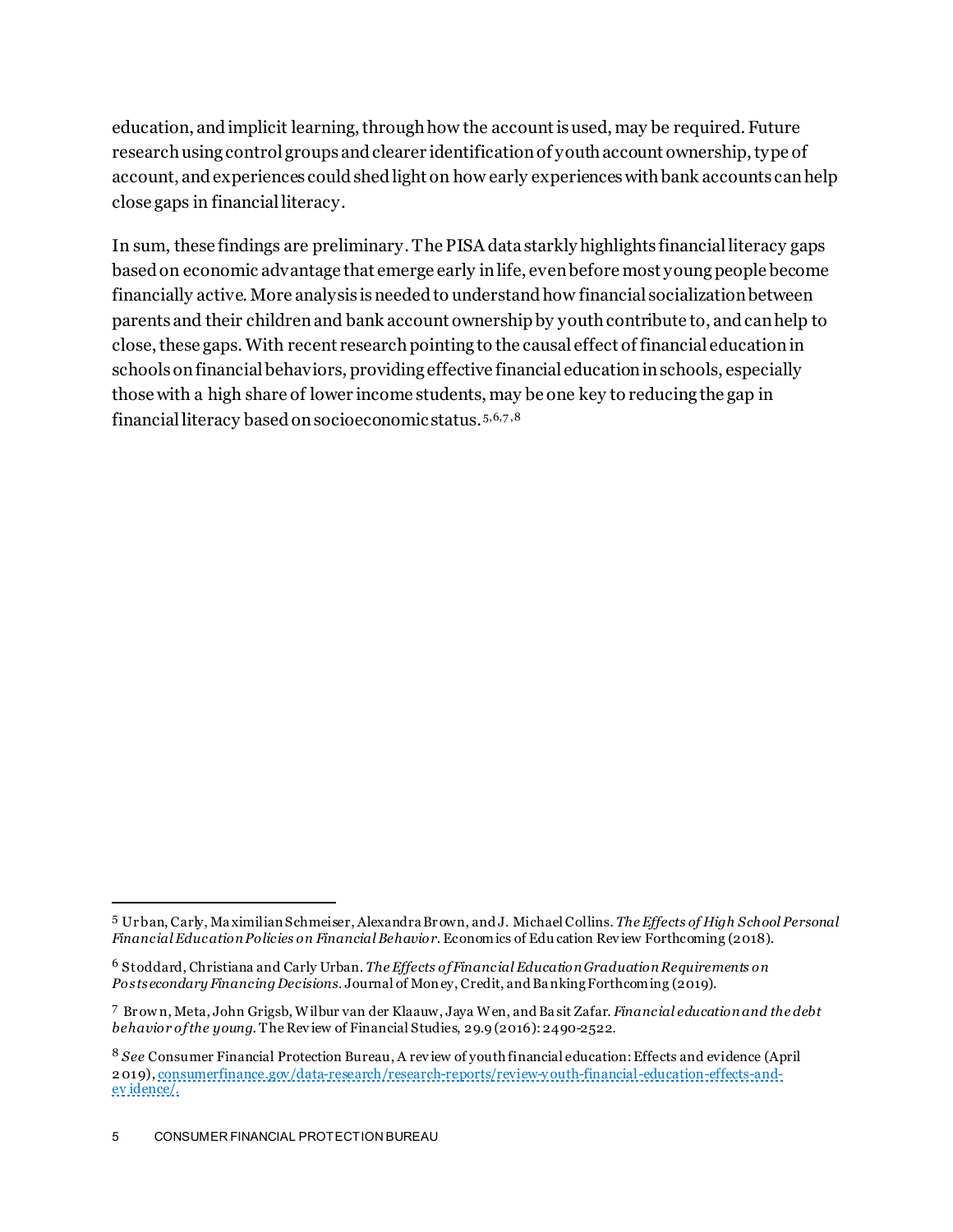education, and implicit learning, through how the account is used, may be required. Future research using control groups and clearer identification of youth account ownership, type of account, and experiences could shed light on how early experiences with bank accounts can help close gaps in financial literacy.

In sum, these findings are preliminary. The PISA data starkly highlights financial literacy gaps based on economic advantage that emerge early in life, even before most young people become financially active. More analysis is needed to understand how financial socialization between parents and their children and bank account ownership by youth contribute to, and can help to close, these gaps. With recent research pointing to the causal effect of financial education in schools on financial behaviors, providing effective financial education in schools, especially those with a high share of lower income students, may be one key to reducing the gap in financial literacy based on socioeconomic status.[5,6,7,8]

---

[5] Urban, Carly, Maximilian Schmeiser, Alexandra Brown, and J. Michael Collins. *The Effects of High School Personal Financial Education Policies on Financial Behavior*. Economics of Education Review Forthcoming (2018).

[6] Stoddard, Christiana and Carly Urban. *The Effects of Financial Education Graduation Requirements on Postsecondary Financing Decisions*. Journal of Money, Credit, and Banking Forthcoming (2019).

[7] Brown, Meta, John Grigsb, Wilbur van der Klaauw, Jaya Wen, and Basit Zafar. *Financial education and the debt behavior of the young*. The Review of Financial Studies, 29.9 (2016): 2490-2522.

[8] *See* Consumer Financial Protection Bureau, A review of youth financial education: Effects and evidence (April 2019), consumerfinance.gov/data-research/research-reports/review-youth-financial-education-effects-and-evidence/.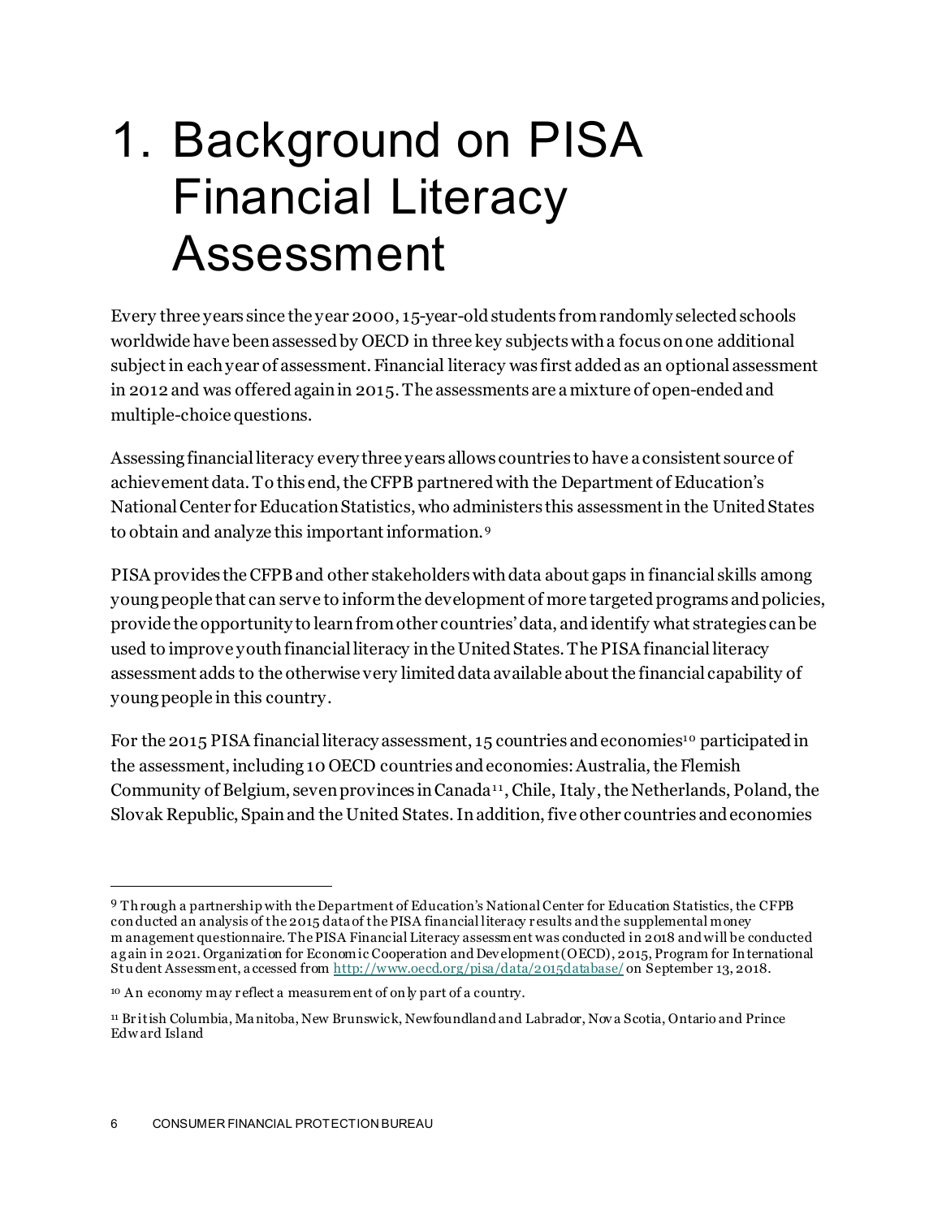# 1. Background on PISA Financial Literacy Assessment

Every three years since the year 2000, 15-year-old students from randomly selected schools worldwide have been assessed by OECD in three key subjects with a focus on one additional subject in each year of assessment. Financial literacy was first added as an optional assessment in 2012 and was offered again in 2015. The assessments are a mixture of open-ended and multiple-choice questions.

Assessing financial literacy every three years allows countries to have a consistent source of achievement data. To this end, the CFPB partnered with the Department of Education's National Center for Education Statistics, who administers this assessment in the United States to obtain and analyze this important information.[9]

PISA provides the CFPB and other stakeholders with data about gaps in financial skills among young people that can serve to inform the development of more targeted programs and policies, provide the opportunity to learn from other countries' data, and identify what strategies can be used to improve youth financial literacy in the United States. The PISA financial literacy assessment adds to the otherwise very limited data available about the financial capability of young people in this country.

For the 2015 PISA financial literacy assessment, 15 countries and economies[10] participated in the assessment, including 10 OECD countries and economies: Australia, the Flemish Community of Belgium, seven provinces in Canada[11], Chile, Italy, the Netherlands, Poland, the Slovak Republic, Spain and the United States. In addition, five other countries and economies

---

[9] Through a partnership with the Department of Education's National Center for Education Statistics, the CFPB conducted an analysis of the 2015 data of the PISA financial literacy results and the supplemental money management questionnaire. The PISA Financial Literacy assessment was conducted in 2018 and will be conducted again in 2021. Organization for Economic Cooperation and Development (OECD), 2015, Program for International Student Assessment, accessed from http://www.oecd.org/pisa/data/2015database/ on September 13, 2018.

[10] An economy may reflect a measurement of only part of a country.

[11] British Columbia, Manitoba, New Brunswick, Newfoundland and Labrador, Nova Scotia, Ontario and Prince Edward Island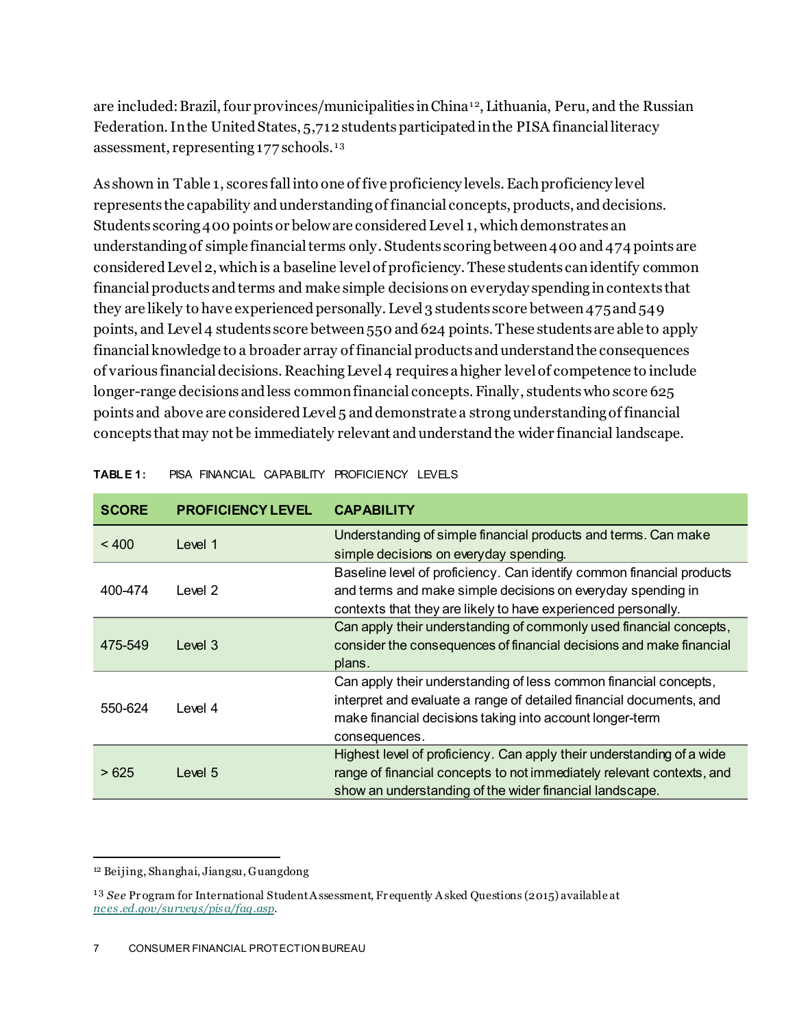are included: Brazil, four provinces/municipalities in China[12], Lithuania, Peru, and the Russian Federation. In the United States, 5,712 students participated in the PISA financial literacy assessment, representing 177 schools.[13]

As shown in Table 1, scores fall into one of five proficiency levels. Each proficiency level represents the capability and understanding of financial concepts, products, and decisions. Students scoring 400 points or below are considered Level 1, which demonstrates an understanding of simple financial terms only. Students scoring between 400 and 474 points are considered Level 2, which is a baseline level of proficiency. These students can identify common financial products and terms and make simple decisions on everyday spending in contexts that they are likely to have experienced personally. Level 3 students score between 475 and 549 points, and Level 4 students score between 550 and 624 points. These students are able to apply financial knowledge to a broader array of financial products and understand the consequences of various financial decisions. Reaching Level 4 requires a higher level of competence to include longer-range decisions and less common financial concepts. Finally, students who score 625 points and above are considered Level 5 and demonstrate a strong understanding of financial concepts that may not be immediately relevant and understand the wider financial landscape.

**TABLE 1:** PISA FINANCIAL CAPABILITY PROFICIENCY LEVELS

| SCORE | PROFICIENCY LEVEL | CAPABILITY |
|---|---|---|
| < 400 | Level 1 | Understanding of simple financial products and terms. Can make simple decisions on everyday spending. |
| 400-474 | Level 2 | Baseline level of proficiency. Can identify common financial products and terms and make simple decisions on everyday spending in contexts that they are likely to have experienced personally. |
| 475-549 | Level 3 | Can apply their understanding of commonly used financial concepts, consider the consequences of financial decisions and make financial plans. |
| 550-624 | Level 4 | Can apply their understanding of less common financial concepts, interpret and evaluate a range of detailed financial documents, and make financial decisions taking into account longer-term consequences. |
| > 625 | Level 5 | Highest level of proficiency. Can apply their understanding of a wide range of financial concepts to not immediately relevant contexts, and show an understanding of the wider financial landscape. |

[12] Beijing, Shanghai, Jiangsu, Guangdong

[13] *See* Program for International Student Assessment, Frequently Asked Questions (2015) available at *nces.ed.gov/surveys/pisa/faq.asp*.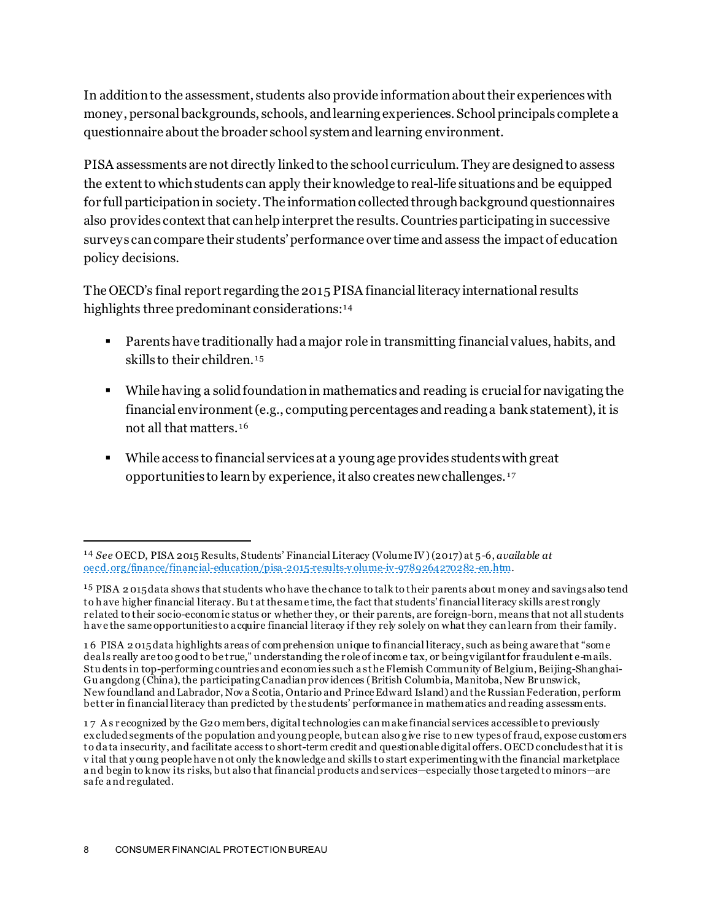In addition to the assessment, students also provide information about their experiences with money, personal backgrounds, schools, and learning experiences. School principals complete a questionnaire about the broader school system and learning environment.

PISA assessments are not directly linked to the school curriculum. They are designed to assess the extent to which students can apply their knowledge to real-life situations and be equipped for full participation in society. The information collected through background questionnaires also provides context that can help interpret the results. Countries participating in successive surveys can compare their students' performance over time and assess the impact of education policy decisions.

The OECD's final report regarding the 2015 PISA financial literacy international results highlights three predominant considerations:[14]

- Parents have traditionally had a major role in transmitting financial values, habits, and skills to their children.[15]
- While having a solid foundation in mathematics and reading is crucial for navigating the financial environment (e.g., computing percentages and reading a bank statement), it is not all that matters.[16]
- While access to financial services at a young age provides students with great opportunities to learn by experience, it also creates new challenges.[17]

---

[14] *See* OECD, PISA 2015 Results, Students' Financial Literacy (Volume IV) (2017) at 5-6, *available at* oecd.org/finance/financial-education/pisa-2015-results-volume-iv-9789264270282-en.htm.

[15] PISA 2015 data shows that students who have the chance to talk to their parents about money and savings also tend to have higher financial literacy. But at the same time, the fact that students' financial literacy skills are strongly related to their socio-economic status or whether they, or their parents, are foreign-born, means that not all students have the same opportunities to acquire financial literacy if they rely solely on what they can learn from their family.

[16] PISA 2015 data highlights areas of comprehension unique to financial literacy, such as being aware that "some deals really are too good to be true," understanding the role of income tax, or being vigilant for fraudulent e-mails. Students in top-performing countries and economies such as the Flemish Community of Belgium, Beijing-Shanghai-Guangdong (China), the participating Canadian providences (British Columbia, Manitoba, New Brunswick, Newfoundland and Labrador, Nova Scotia, Ontario and Prince Edward Island) and the Russian Federation, perform better in financial literacy than predicted by the students' performance in mathematics and reading assessments.

[17] As recognized by the G20 members, digital technologies can make financial services accessible to previously excluded segments of the population and young people, but can also give rise to new types of fraud, expose customers to data insecurity, and facilitate access to short-term credit and questionable digital offers. OECD concludes that it is vital that young people have not only the knowledge and skills to start experimenting with the financial marketplace and begin to know its risks, but also that financial products and services—especially those targeted to minors—are safe and regulated.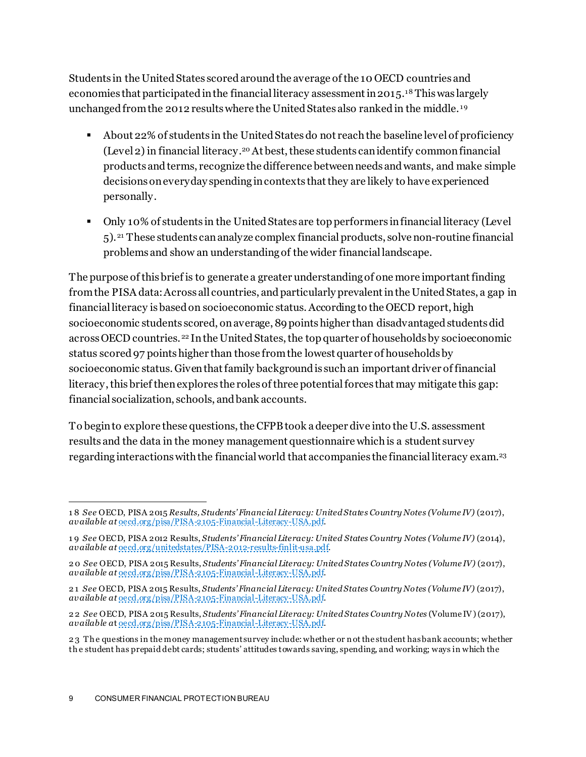Students in the United States scored around the average of the 10 OECD countries and economies that participated in the financial literacy assessment in 2015.[18] This was largely unchanged from the 2012 results where the United States also ranked in the middle.[19]

- About 22% of students in the United States do not reach the baseline level of proficiency (Level 2) in financial literacy.[20] At best, these students can identify common financial products and terms, recognize the difference between needs and wants, and make simple decisions on everyday spending in contexts that they are likely to have experienced personally.
- Only 10% of students in the United States are top performers in financial literacy (Level 5).[21] These students can analyze complex financial products, solve non-routine financial problems and show an understanding of the wider financial landscape.

The purpose of this brief is to generate a greater understanding of one more important finding from the PISA data: Across all countries, and particularly prevalent in the United States, a gap in financial literacy is based on socioeconomic status. According to the OECD report, high socioeconomic students scored, on average, 89 points higher than disadvantaged students did across OECD countries.[22] In the United States, the top quarter of households by socioeconomic status scored 97 points higher than those from the lowest quarter of households by socioeconomic status. Given that family background is such an important driver of financial literacy, this brief then explores the roles of three potential forces that may mitigate this gap: financial socialization, schools, and bank accounts.

To begin to explore these questions, the CFPB took a deeper dive into the U.S. assessment results and the data in the money management questionnaire which is a student survey regarding interactions with the financial world that accompanies the financial literacy exam.[23]

---

18 *See* OECD, PISA 2015 *Results, Students' Financial Literacy: United States Country Notes (Volume IV)* (2017), *available at* oecd.org/pisa/PISA-2105-Financial-Literacy-USA.pdf.

19 *See* OECD, PISA 2012 Results, *Students' Financial Literacy: United States Country Notes (Volume IV)* (2014), *available at* oecd.org/unitedstates/PISA-2012-results-finlit-usa.pdf.

20 *See* OECD, PISA 2015 Results, *Students' Financial Literacy: United States Country Notes (Volume IV)* (2017), *available at* oecd.org/pisa/PISA-2105-Financial-Literacy-USA.pdf.

21 *See* OECD, PISA 2015 Results, *Students' Financial Literacy: United States Country Notes (Volume IV)* (2017), *available at* oecd.org/pisa/PISA-2105-Financial-Literacy-USA.pdf.

22 *See* OECD, PISA 2015 Results, *Students' Financial Literacy: United States Country Notes* (Volume IV) (2017), *available at* oecd.org/pisa/PISA-2105-Financial-Literacy-USA.pdf.

23 The questions in the money management survey include: whether or not the student has bank accounts; whether the student has prepaid debt cards; students' attitudes towards saving, spending, and working; ways in which the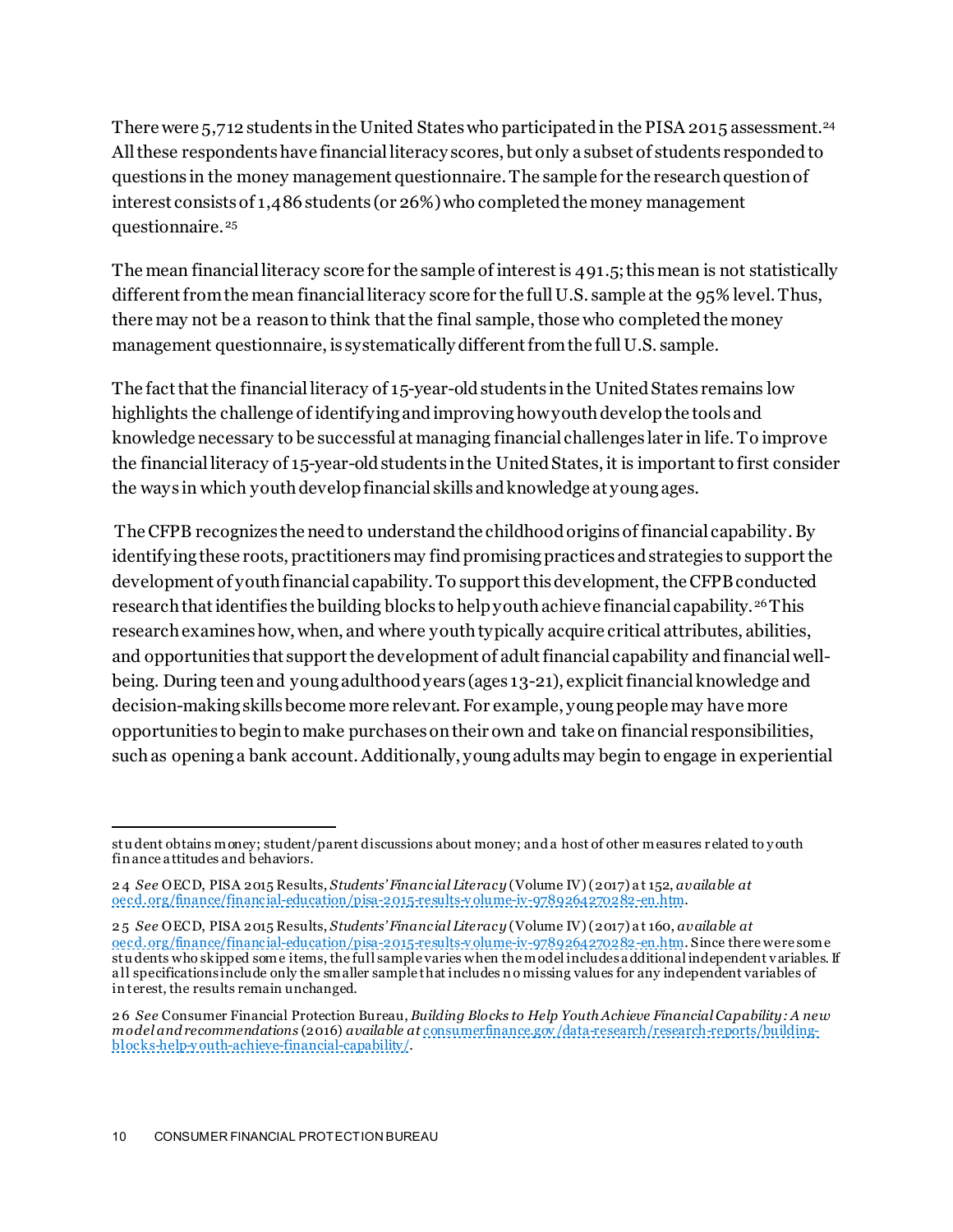There were 5,712 students in the United States who participated in the PISA 2015 assessment.[24] All these respondents have financial literacy scores, but only a subset of students responded to questions in the money management questionnaire. The sample for the research question of interest consists of 1,486 students (or 26%) who completed the money management questionnaire.[25]

The mean financial literacy score for the sample of interest is 491.5; this mean is not statistically different from the mean financial literacy score for the full U.S. sample at the 95% level. Thus, there may not be a reason to think that the final sample, those who completed the money management questionnaire, is systematically different from the full U.S. sample.

The fact that the financial literacy of 15-year-old students in the United States remains low highlights the challenge of identifying and improving how youth develop the tools and knowledge necessary to be successful at managing financial challenges later in life. To improve the financial literacy of 15-year-old students in the United States, it is important to first consider the ways in which youth develop financial skills and knowledge at young ages.

The CFPB recognizes the need to understand the childhood origins of financial capability. By identifying these roots, practitioners may find promising practices and strategies to support the development of youth financial capability. To support this development, the CFPB conducted research that identifies the building blocks to help youth achieve financial capability.[26] This research examines how, when, and where youth typically acquire critical attributes, abilities, and opportunities that support the development of adult financial capability and financial well-being. During teen and young adulthood years (ages 13-21), explicit financial knowledge and decision-making skills become more relevant. For example, young people may have more opportunities to begin to make purchases on their own and take on financial responsibilities, such as opening a bank account. Additionally, young adults may begin to engage in experiential

---

student obtains money; student/parent discussions about money; and a host of other measures related to youth finance attitudes and behaviors.

24 *See* OECD, PISA 2015 Results, *Students' Financial Literacy* (Volume IV) (2017) at 152, *available at* oecd.org/finance/financial-education/pisa-2015-results-volume-iv-9789264270282-en.htm.

25 *See* OECD, PISA 2015 Results, *Students' Financial Literacy* (Volume IV) (2017) at 160, *available at* oecd.org/finance/financial-education/pisa-2015-results-volume-iv-9789264270282-en.htm. Since there were some students who skipped some items, the full sample varies when the model includes additional independent variables. If all specifications include only the smaller sample that includes no missing values for any independent variables of interest, the results remain unchanged.

26 *See* Consumer Financial Protection Bureau, *Building Blocks to Help Youth Achieve Financial Capability: A new model and recommendations* (2016) *available at* consumerfinance.gov/data-research/research-reports/building-blocks-help-youth-achieve-financial-capability/.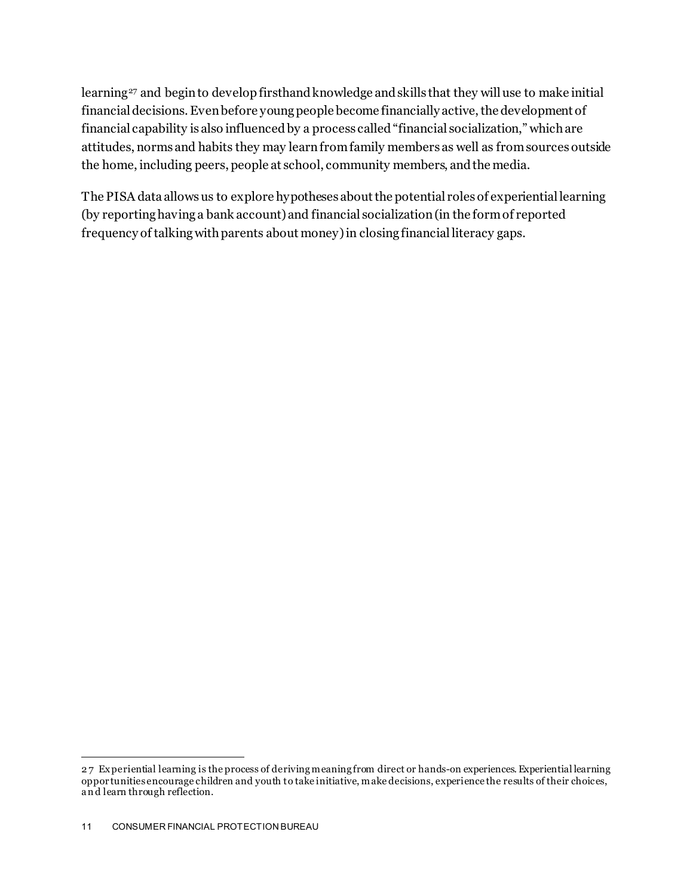learning[27] and begin to develop firsthand knowledge and skills that they will use to make initial financial decisions. Even before young people become financially active, the development of financial capability is also influenced by a process called "financial socialization," which are attitudes, norms and habits they may learn from family members as well as from sources outside the home, including peers, people at school, community members, and the media.

The PISA data allows us to explore hypotheses about the potential roles of experiential learning (by reporting having a bank account) and financial socialization (in the form of reported frequency of talking with parents about money) in closing financial literacy gaps.

---

27 Experiential learning is the process of deriving meaning from direct or hands-on experiences. Experiential learning opportunities encourage children and youth to take initiative, make decisions, experience the results of their choices, and learn through reflection.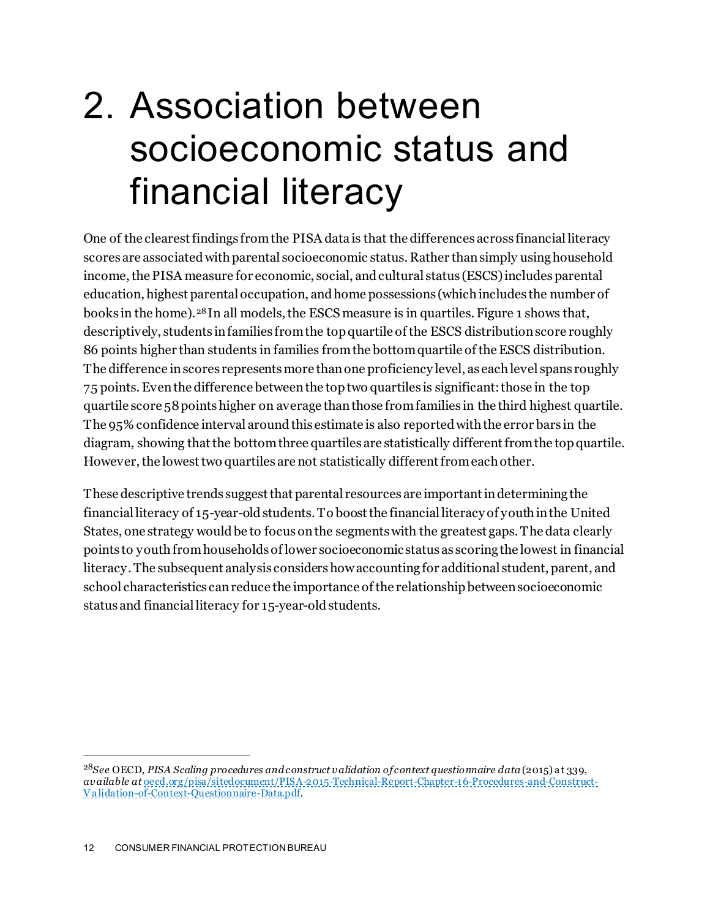# 2. Association between socioeconomic status and financial literacy

One of the clearest findings from the PISA data is that the differences across financial literacy scores are associated with parental socioeconomic status. Rather than simply using household income, the PISA measure for economic, social, and cultural status (ESCS) includes parental education, highest parental occupation, and home possessions (which includes the number of books in the home).[28] In all models, the ESCS measure is in quartiles. Figure 1 shows that, descriptively, students in families from the top quartile of the ESCS distribution score roughly 86 points higher than students in families from the bottom quartile of the ESCS distribution. The difference in scores represents more than one proficiency level, as each level spans roughly 75 points. Even the difference between the top two quartiles is significant: those in the top quartile score 58 points higher on average than those from families in the third highest quartile. The 95% confidence interval around this estimate is also reported with the error bars in the diagram, showing that the bottom three quartiles are statistically different from the top quartile. However, the lowest two quartiles are not statistically different from each other.

These descriptive trends suggest that parental resources are important in determining the financial literacy of 15-year-old students. To boost the financial literacy of youth in the United States, one strategy would be to focus on the segments with the greatest gaps. The data clearly points to youth from households of lower socioeconomic status as scoring the lowest in financial literacy. The subsequent analysis considers how accounting for additional student, parent, and school characteristics can reduce the importance of the relationship between socioeconomic status and financial literacy for 15-year-old students.

---

[28] *See* OECD, *PISA Scaling procedures and construct validation of context questionnaire data* (2015) at 339, *available at* oecd.org/pisa/sitedocument/PISA-2015-Technical-Report-Chapter-16-Procedures-and-Construct-Validation-of-Context-Questionnaire-Data.pdf.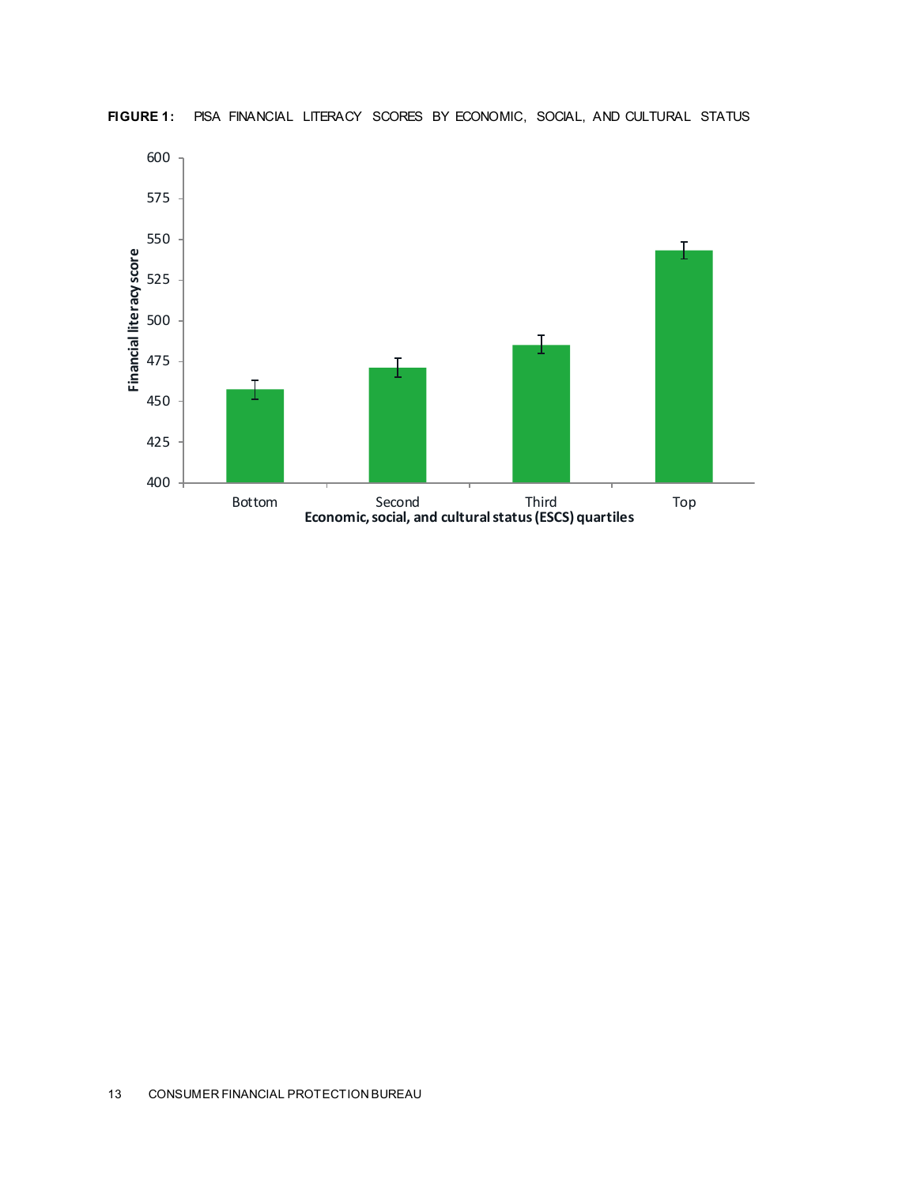**FIGURE 1:** PISA FINANCIAL LITERACY SCORES BY ECONOMIC, SOCIAL, AND CULTURAL STATUS

Financial literacy score

600
575
550
525
500
475
450
425
400

Bottom
Second
Third
Top

Economic, social, and cultural status (ESCS) quartiles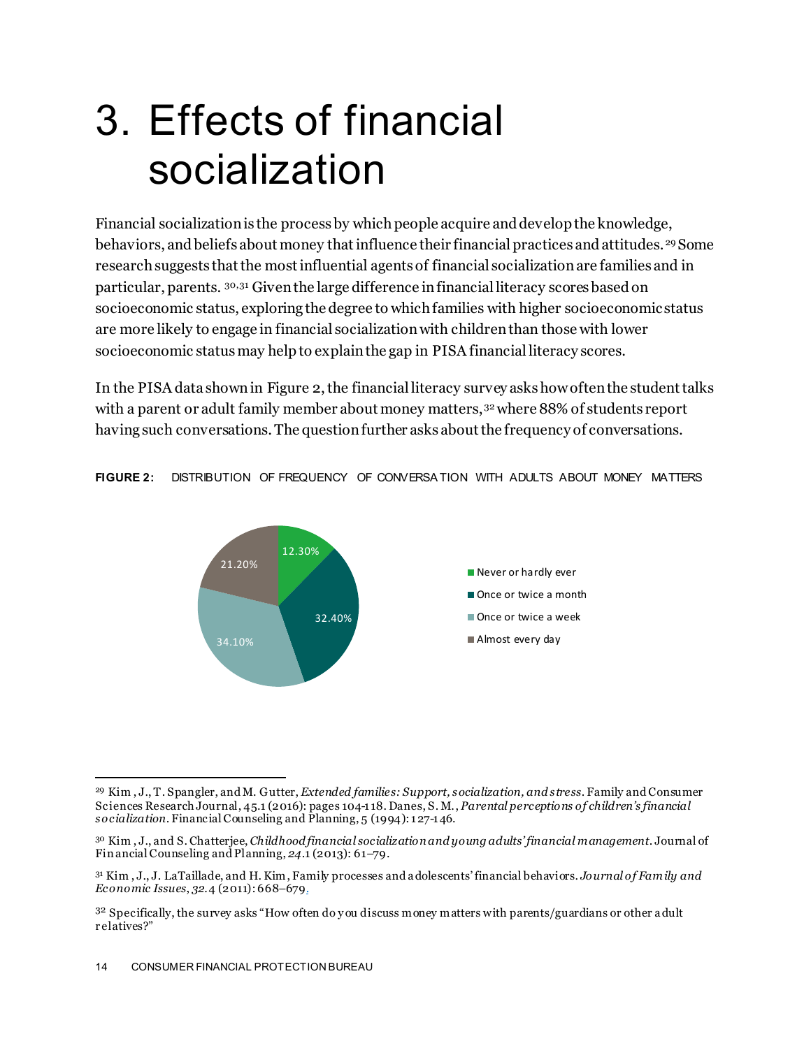# 3. Effects of financial socialization

Financial socialization is the process by which people acquire and develop the knowledge, behaviors, and beliefs about money that influence their financial practices and attitudes.[29] Some research suggests that the most influential agents of financial socialization are families and in particular, parents.[30,31] Given the large difference in financial literacy scores based on socioeconomic status, exploring the degree to which families with higher socioeconomic status are more likely to engage in financial socialization with children than those with lower socioeconomic status may help to explain the gap in PISA financial literacy scores.

In the PISA data shown in Figure 2, the financial literacy survey asks how often the student talks with a parent or adult family member about money matters,[32] where 88% of students report having such conversations. The question further asks about the frequency of conversations.

**FIGURE 2:** DISTRIBUTION OF FREQUENCY OF CONVERSATION WITH ADULTS ABOUT MONEY MATTERS

12.30%
32.40%
34.10%
21.20%

Never or hardly ever
Once or twice a month
Once or twice a week
Almost every day

---

[29] Kim, J., T. Spangler, and M. Gutter, *Extended families: Support, socialization, and stress*. Family and Consumer Sciences Research Journal, 45.1 (2016): pages 104-118. Danes, S. M., *Parental perceptions of children's financial socialization*. Financial Counseling and Planning, 5 (1994): 127-146.

[30] Kim, J., and S. Chatterjee, *Childhood financial socialization and young adults' financial management*. Journal of Financial Counseling and Planning, *24*.1 (2013): 61–79.

[31] Kim, J., J. LaTaillade, and H. Kim, Family processes and adolescents' financial behaviors. *Journal of Family and Economic Issues*, *32*.4 (2011): 668–679.

[32] Specifically, the survey asks "How often do you discuss money matters with parents/guardians or other adult relatives?"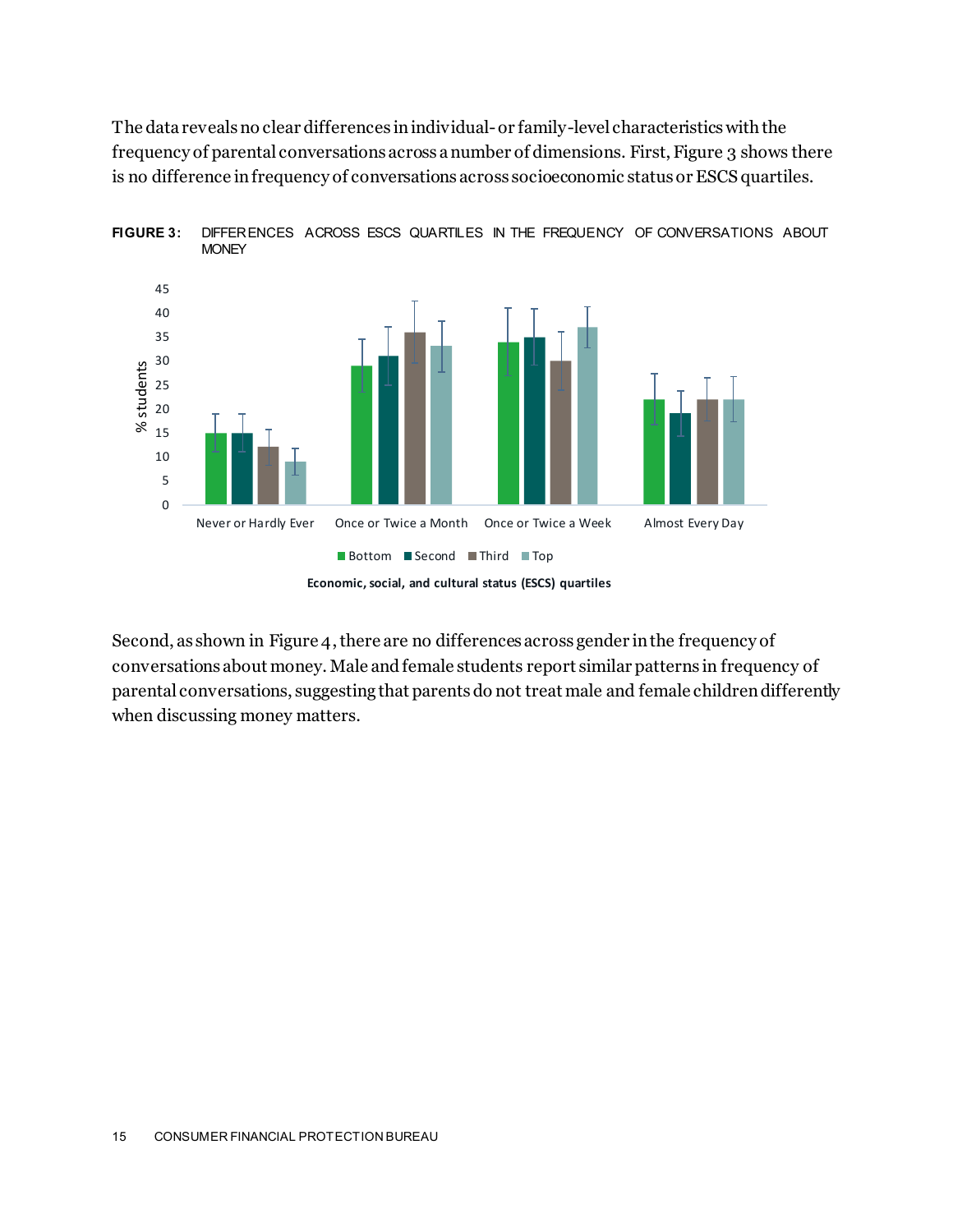The data reveals no clear differences in individual- or family-level characteristics with the frequency of parental conversations across a number of dimensions. First, Figure 3 shows there is no difference in frequency of conversations across socioeconomic status or ESCS quartiles.

**FIGURE 3:** DIFFERENCES ACROSS ESCS QUARTILES IN THE FREQUENCY OF CONVERSATIONS ABOUT MONEY

45
40
35
30
25
20
15
10
5
0

% students

Never or Hardly Ever
Once or Twice a Month
Once or Twice a Week
Almost Every Day

Bottom
Second
Third
Top

**Economic, social, and cultural status (ESCS) quartiles**

Second, as shown in Figure 4, there are no differences across gender in the frequency of conversations about money. Male and female students report similar patterns in frequency of parental conversations, suggesting that parents do not treat male and female children differently when discussing money matters.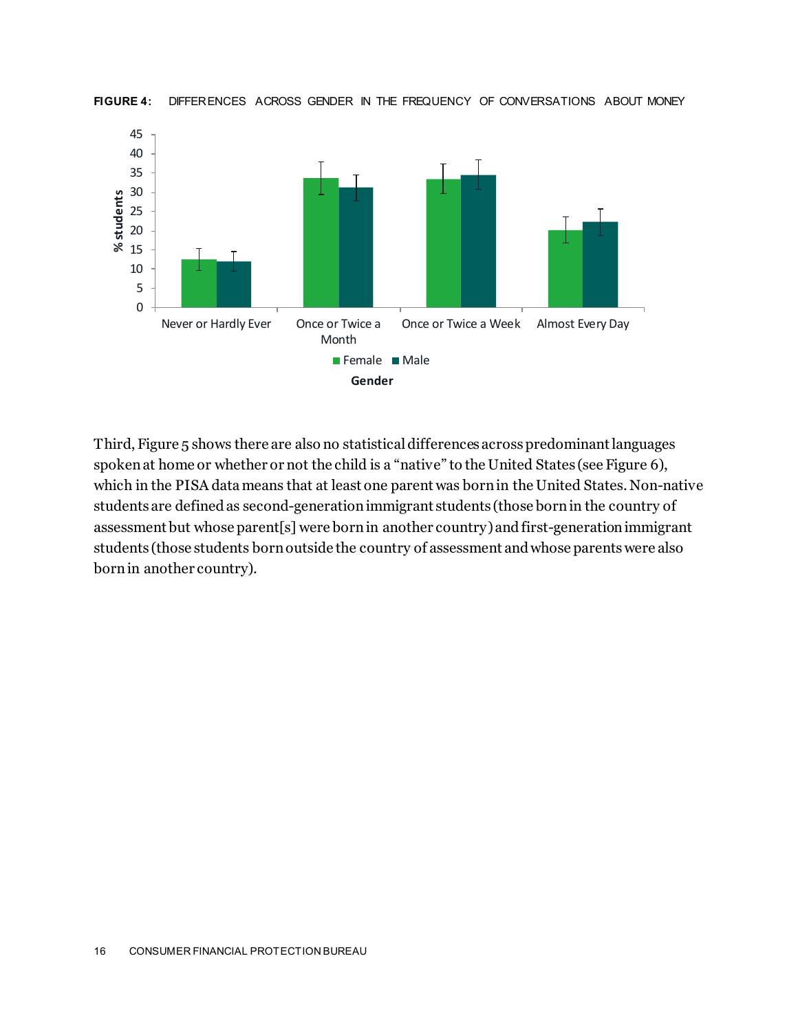**FIGURE 4:** DIFFERENCES ACROSS GENDER IN THE FREQUENCY OF CONVERSATIONS ABOUT MONEY

% students

45
40
35
30
25
20
15
10
5
0

Never or Hardly Ever
Once or Twice a Month
Once or Twice a Week
Almost Every Day

Female
Male

Gender

Third, Figure 5 shows there are also no statistical differences across predominant languages spoken at home or whether or not the child is a "native" to the United States (see Figure 6), which in the PISA data means that at least one parent was born in the United States. Non-native students are defined as second-generation immigrant students (those born in the country of assessment but whose parent[s] were born in another country) and first-generation immigrant students (those students born outside the country of assessment and whose parents were also born in another country).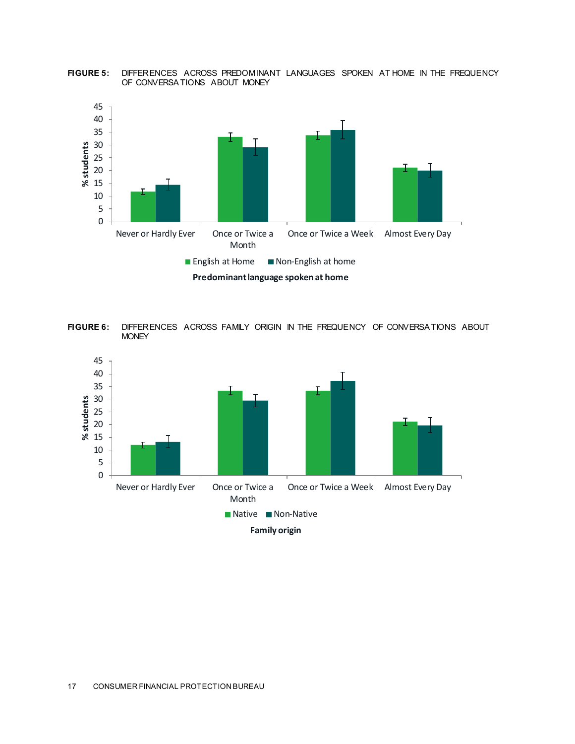**FIGURE 5:** DIFFERENCES ACROSS PREDOMINANT LANGUAGES SPOKEN AT HOME IN THE FREQUENCY OF CONVERSATIONS ABOUT MONEY

% students

45
40
35
30
25
20
15
10
5
0

Never or Hardly Ever
Once or Twice a Month
Once or Twice a Week
Almost Every Day

English at Home
Non-English at home

**Predominant language spoken at home**

**FIGURE 6:** DIFFERENCES ACROSS FAMILY ORIGIN IN THE FREQUENCY OF CONVERSATIONS ABOUT MONEY

% students

45
40
35
30
25
20
15
10
5
0

Never or Hardly Ever
Once or Twice a Month
Once or Twice a Week
Almost Every Day

Native
Non-Native

**Family origin**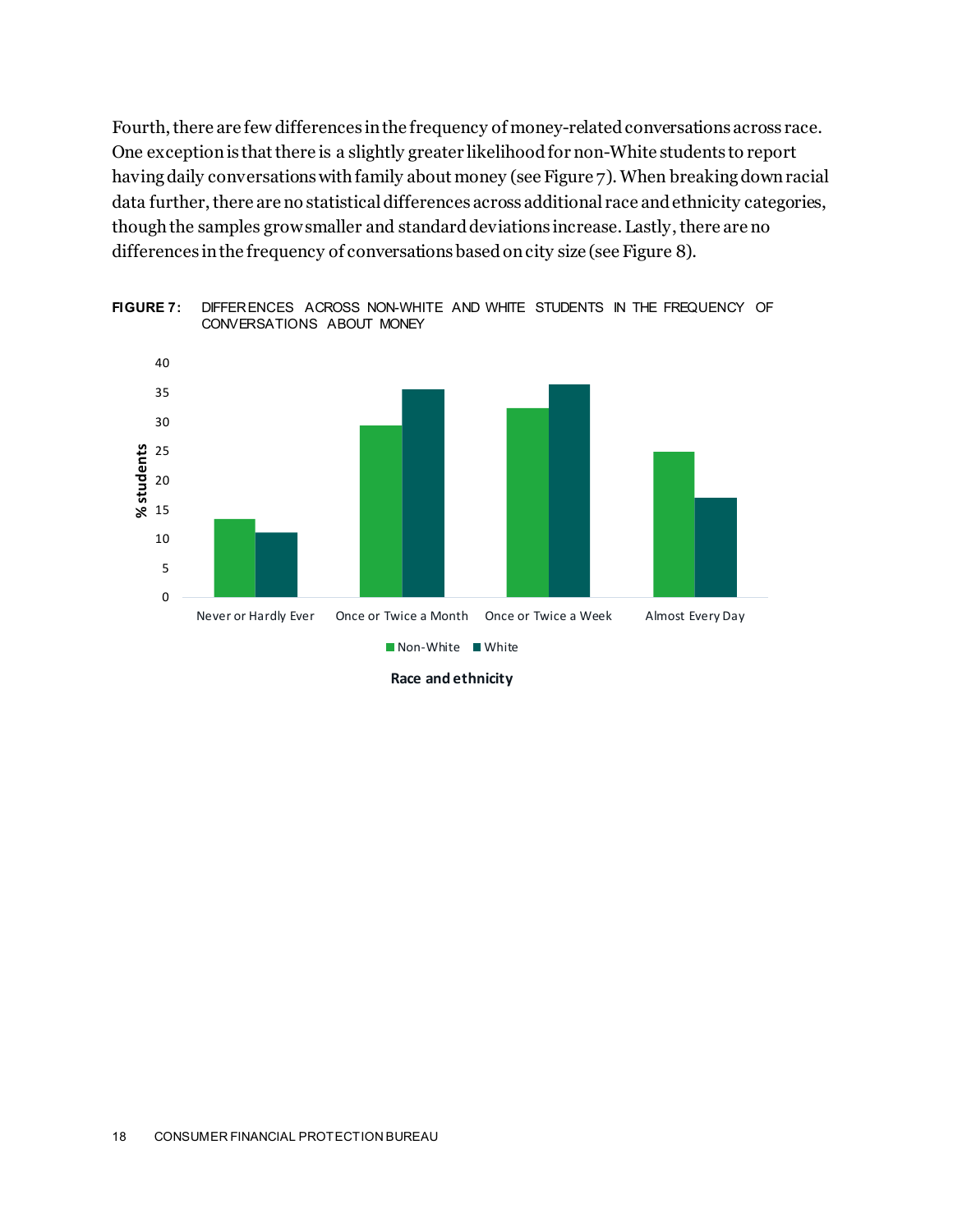Fourth, there are few differences in the frequency of money-related conversations across race. One exception is that there is a slightly greater likelihood for non-White students to report having daily conversations with family about money (see Figure 7). When breaking down racial data further, there are no statistical differences across additional race and ethnicity categories, though the samples grow smaller and standard deviations increase. Lastly, there are no differences in the frequency of conversations based on city size (see Figure 8).

**FIGURE 7:** DIFFERENCES ACROSS NON-WHITE AND WHITE STUDENTS IN THE FREQUENCY OF CONVERSATIONS ABOUT MONEY

% students

40
35
30
25
20
15
10
5
0

Never or Hardly Ever
Once or Twice a Month
Once or Twice a Week
Almost Every Day

Non-White
White

Race and ethnicity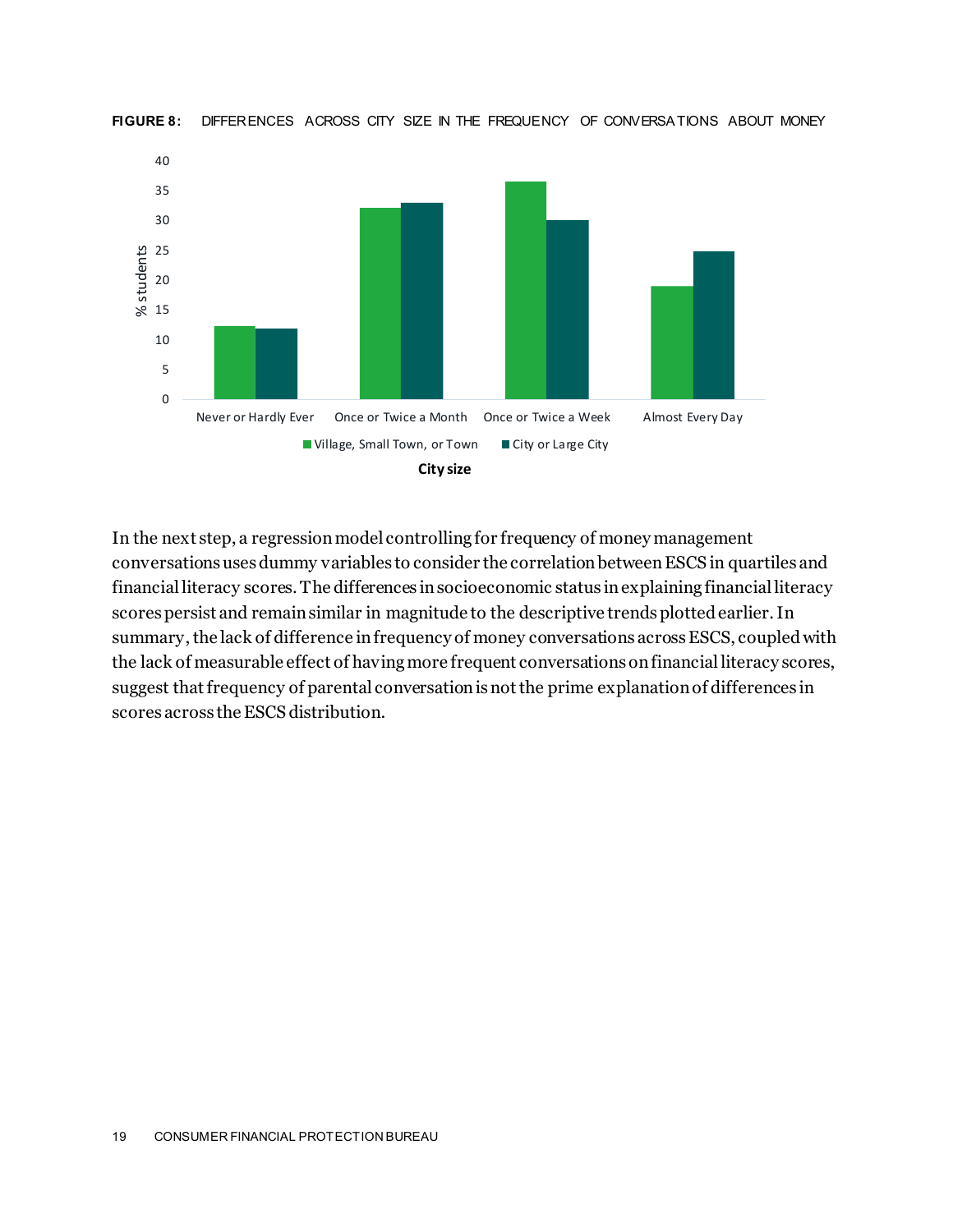**FIGURE 8:** DIFFERENCES ACROSS CITY SIZE IN THE FREQUENCY OF CONVERSATIONS ABOUT MONEY

40
35
30
25
20
15
10
5
0

% students

Never or Hardly Ever
Once or Twice a Month
Once or Twice a Week
Almost Every Day

Village, Small Town, or Town
City or Large City

**City size**

In the next step, a regression model controlling for frequency of money management conversations uses dummy variables to consider the correlation between ESCS in quartiles and financial literacy scores. The differences in socioeconomic status in explaining financial literacy scores persist and remain similar in magnitude to the descriptive trends plotted earlier. In summary, the lack of difference in frequency of money conversations across ESCS, coupled with the lack of measurable effect of having more frequent conversations on financial literacy scores, suggest that frequency of parental conversation is not the prime explanation of differences in scores across the ESCS distribution.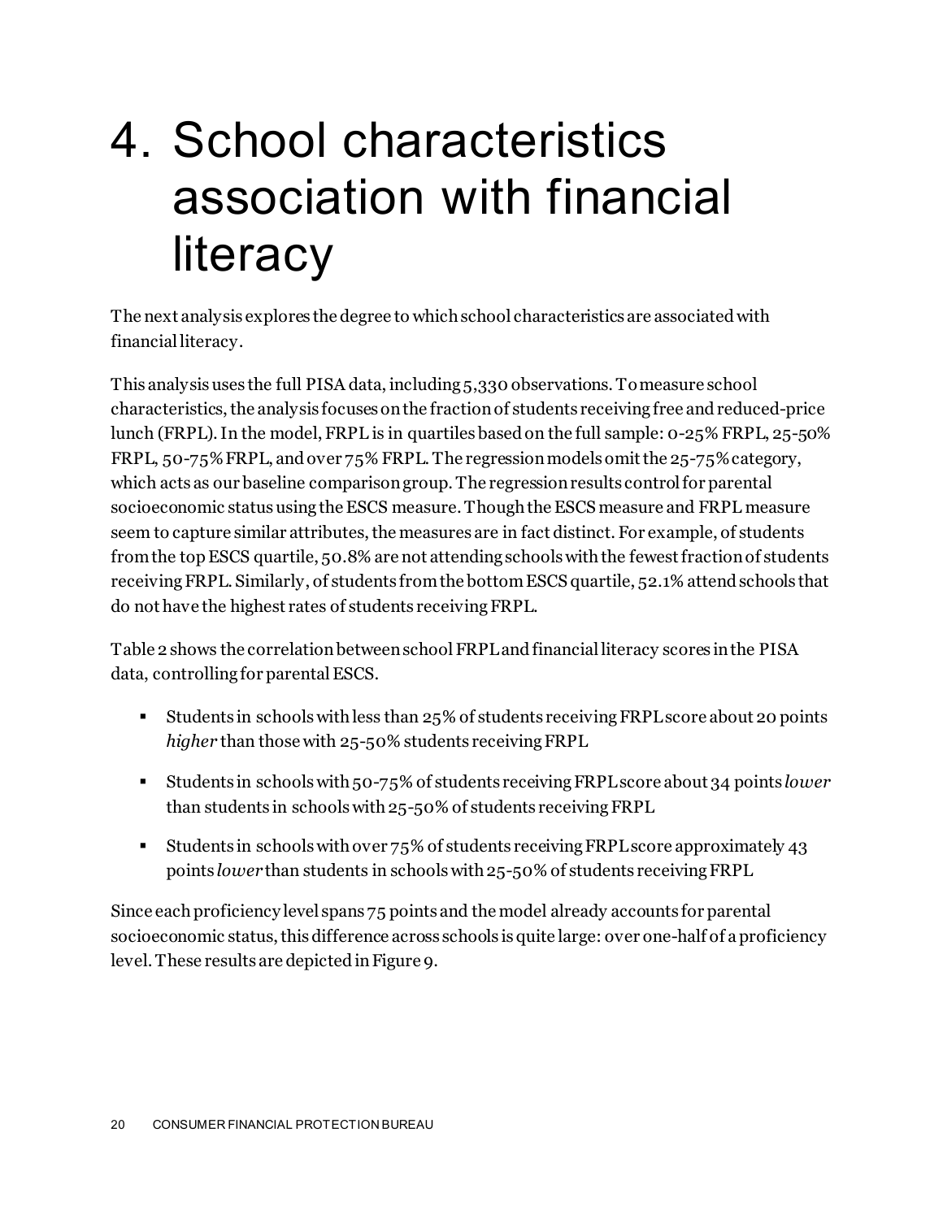# 4. School characteristics association with financial literacy

The next analysis explores the degree to which school characteristics are associated with financial literacy.

This analysis uses the full PISA data, including 5,330 observations. To measure school characteristics, the analysis focuses on the fraction of students receiving free and reduced-price lunch (FRPL). In the model, FRPL is in quartiles based on the full sample: 0-25% FRPL, 25-50% FRPL, 50-75% FRPL, and over 75% FRPL. The regression models omit the 25-75% category, which acts as our baseline comparison group. The regression results control for parental socioeconomic status using the ESCS measure. Though the ESCS measure and FRPL measure seem to capture similar attributes, the measures are in fact distinct. For example, of students from the top ESCS quartile, 50.8% are not attending schools with the fewest fraction of students receiving FRPL. Similarly, of students from the bottom ESCS quartile, 52.1% attend schools that do not have the highest rates of students receiving FRPL.

Table 2 shows the correlation between school FRPL and financial literacy scores in the PISA data, controlling for parental ESCS.

- Students in schools with less than 25% of students receiving FRPL score about 20 points *higher* than those with 25-50% students receiving FRPL
- Students in schools with 50-75% of students receiving FRPL score about 34 points *lower* than students in schools with 25-50% of students receiving FRPL
- Students in schools with over 75% of students receiving FRPL score approximately 43 points *lower* than students in schools with 25-50% of students receiving FRPL

Since each proficiency level spans 75 points and the model already accounts for parental socioeconomic status, this difference across schools is quite large: over one-half of a proficiency level. These results are depicted in Figure 9.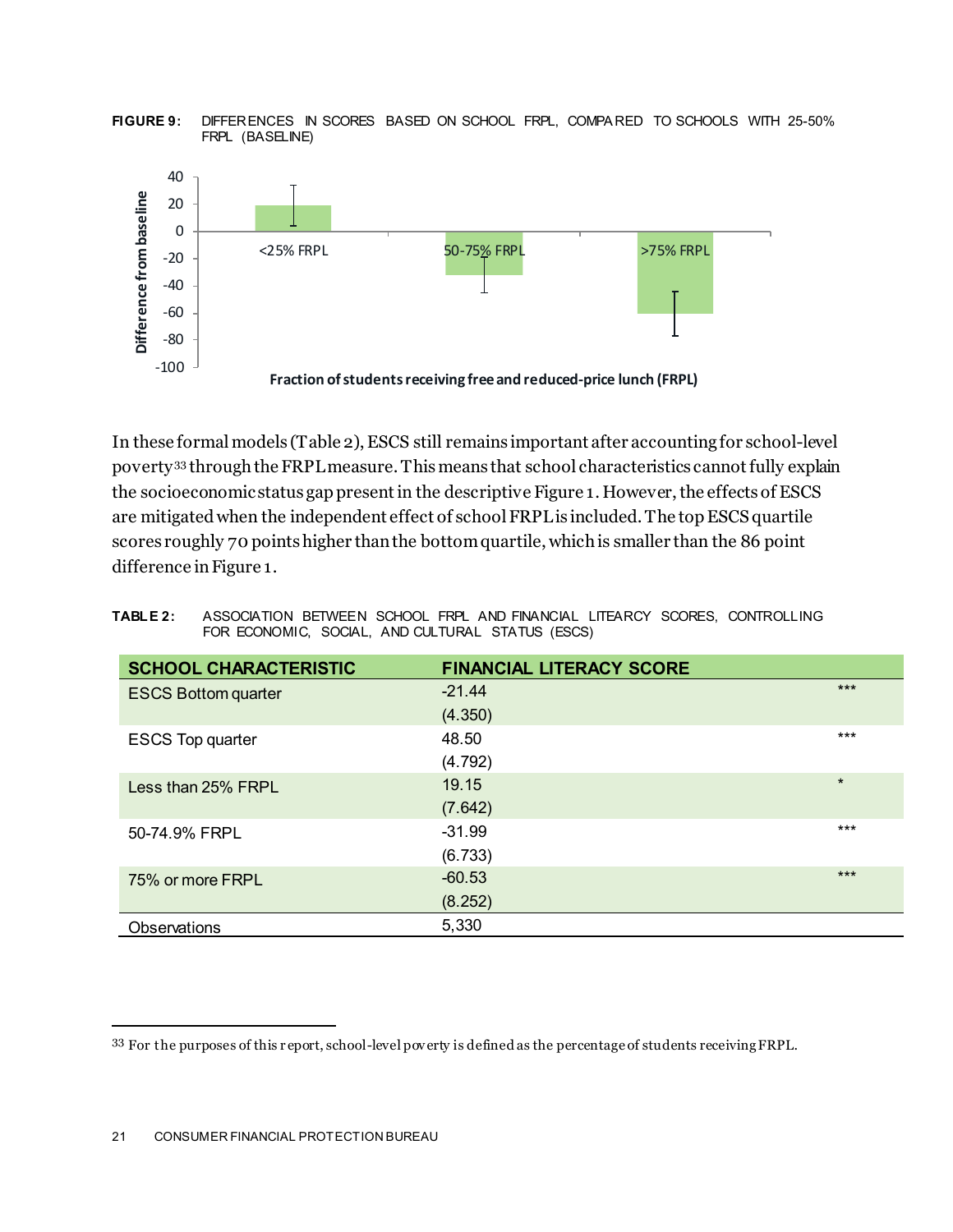**FIGURE 9:** DIFFERENCES IN SCORES BASED ON SCHOOL FRPL, COMPARED TO SCHOOLS WITH 25-50% FRPL (BASELINE)

In these formal models (Table 2), ESCS still remains important after accounting for school-level poverty[33] through the FRPL measure. This means that school characteristics cannot fully explain the socioeconomic status gap present in the descriptive Figure 1. However, the effects of ESCS are mitigated when the independent effect of school FRPL is included. The top ESCS quartile scores roughly 70 points higher than the bottom quartile, which is smaller than the 86 point difference in Figure 1.

**TABLE 2:** ASSOCIATION BETWEEN SCHOOL FRPL AND FINANCIAL LITEARCY SCORES, CONTROLLING FOR ECONOMIC, SOCIAL, AND CULTURAL STATUS (ESCS)

| SCHOOL CHARACTERISTIC | FINANCIAL LITERACY SCORE | |
|---|---|---|
| ESCS Bottom quarter | -21.44 | *** |
| | (4.350) | |
| ESCS Top quarter | 48.50 | *** |
| | (4.792) | |
| Less than 25% FRPL | 19.15 | * |
| | (7.642) | |
| 50-74.9% FRPL | -31.99 | *** |
| | (6.733) | |
| 75% or more FRPL | -60.53 | *** |
| | (8.252) | |
| Observations | 5,330 | |

[33] For the purposes of this report, school-level poverty is defined as the percentage of students receiving FRPL.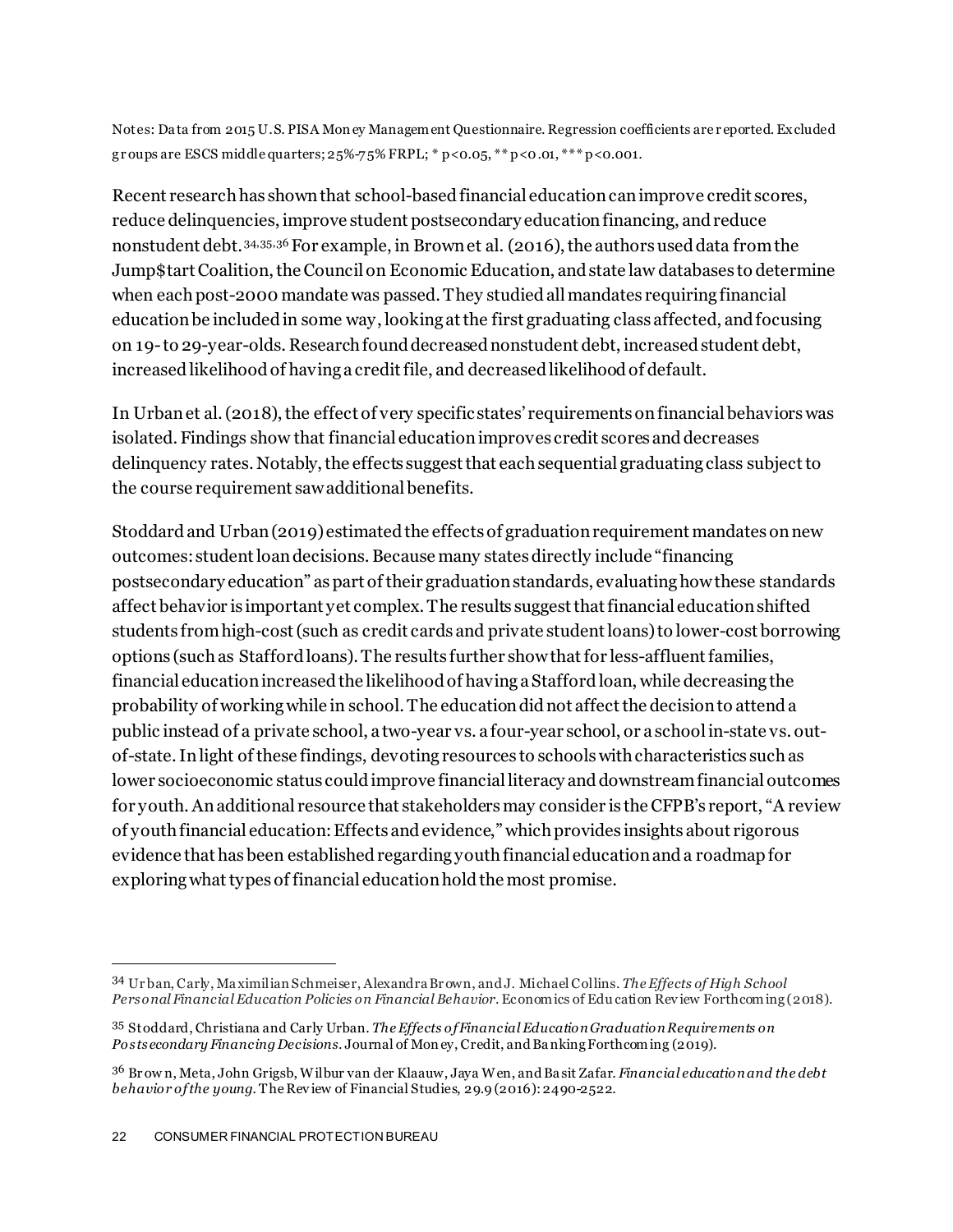Notes: Data from 2015 U.S. PISA Money Management Questionnaire. Regression coefficients are reported. Excluded groups are ESCS middle quarters; 25%-75% FRPL; * $p<0.05$, ** $p<0.01$, *** $p<0.001$.

Recent research has shown that school-based financial education can improve credit scores, reduce delinquencies, improve student postsecondary education financing, and reduce nonstudent debt.[34,35,36] For example, in Brown et al. (2016), the authors used data from the Jump$tart Coalition, the Council on Economic Education, and state law databases to determine when each post-2000 mandate was passed. They studied all mandates requiring financial education be included in some way, looking at the first graduating class affected, and focusing on 19- to 29-year-olds. Research found decreased nonstudent debt, increased student debt, increased likelihood of having a credit file, and decreased likelihood of default.

In Urban et al. (2018), the effect of very specific states' requirements on financial behaviors was isolated. Findings show that financial education improves credit scores and decreases delinquency rates. Notably, the effects suggest that each sequential graduating class subject to the course requirement saw additional benefits.

Stoddard and Urban (2019) estimated the effects of graduation requirement mandates on new outcomes: student loan decisions. Because many states directly include "financing postsecondary education" as part of their graduation standards, evaluating how these standards affect behavior is important yet complex. The results suggest that financial education shifted students from high-cost (such as credit cards and private student loans) to lower-cost borrowing options (such as Stafford loans). The results further show that for less-affluent families, financial education increased the likelihood of having a Stafford loan, while decreasing the probability of working while in school. The education did not affect the decision to attend a public instead of a private school, a two-year vs. a four-year school, or a school in-state vs. out-of-state. In light of these findings, devoting resources to schools with characteristics such as lower socioeconomic status could improve financial literacy and downstream financial outcomes for youth. An additional resource that stakeholders may consider is the CFPB's report, "A review of youth financial education: Effects and evidence," which provides insights about rigorous evidence that has been established regarding youth financial education and a roadmap for exploring what types of financial education hold the most promise.

---

[34] Urban, Carly, Maximilian Schmeiser, Alexandra Brown, and J. Michael Collins. *The Effects of High School Personal Financial Education Policies on Financial Behavior*. Economics of Education Review Forthcoming (2018).

[35] Stoddard, Christiana and Carly Urban. *The Effects of Financial Education Graduation Requirements on Postsecondary Financing Decisions*. Journal of Money, Credit, and Banking Forthcoming (2019).

[36] Brown, Meta, John Grigsb, Wilbur van der Klaauw, Jaya Wen, and Basit Zafar. *Financial education and the debt behavior of the young*. The Review of Financial Studies, 29.9 (2016): 2490-2522.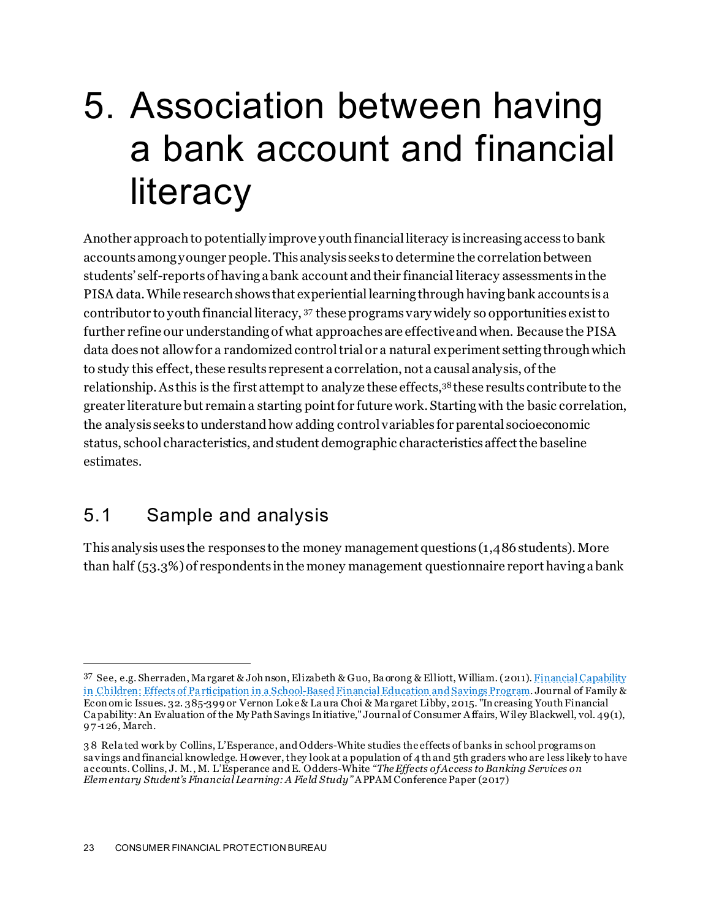# 5. Association between having a bank account and financial literacy

Another approach to potentially improve youth financial literacy is increasing access to bank accounts among younger people. This analysis seeks to determine the correlation between students' self-reports of having a bank account and their financial literacy assessments in the PISA data. While research shows that experiential learning through having bank accounts is a contributor to youth financial literacy, [37] these programs vary widely so opportunities exist to further refine our understanding of what approaches are effective and when. Because the PISA data does not allow for a randomized control trial or a natural experiment setting through which to study this effect, these results represent a correlation, not a causal analysis, of the relationship. As this is the first attempt to analyze these effects,[38] these results contribute to the greater literature but remain a starting point for future work. Starting with the basic correlation, the analysis seeks to understand how adding control variables for parental socioeconomic status, school characteristics, and student demographic characteristics affect the baseline estimates.

## 5.1 Sample and analysis

This analysis uses the responses to the money management questions (1,486 students). More than half (53.3%) of respondents in the money management questionnaire report having a bank

---

[37] See, e.g. Sherraden, Margaret & Johnson, Elizabeth & Guo, Baorong & Elliott, William. (2011). Financial Capability in Children: Effects of Participation in a School-Based Financial Education and Savings Program. Journal of Family & Economic Issues. 32. 385-399 or Vernon Loke & Laura Choi & Margaret Libby, 2015. "Increasing Youth Financial Capability: An Evaluation of the MyPath Savings Initiative," Journal of Consumer Affairs, Wiley Blackwell, vol. 49(1), 97-126, March.

[38] Related work by Collins, L'Esperance, and Odders-White studies the effects of banks in school programs on savings and financial knowledge. However, they look at a population of 4th and 5th graders who are less likely to have accounts. Collins, J. M., M. L'Esperance and E. Odders-White *"The Effects of Access to Banking Services on Elementary Student's Financial Learning: A Field Study"* APPAM Conference Paper (2017)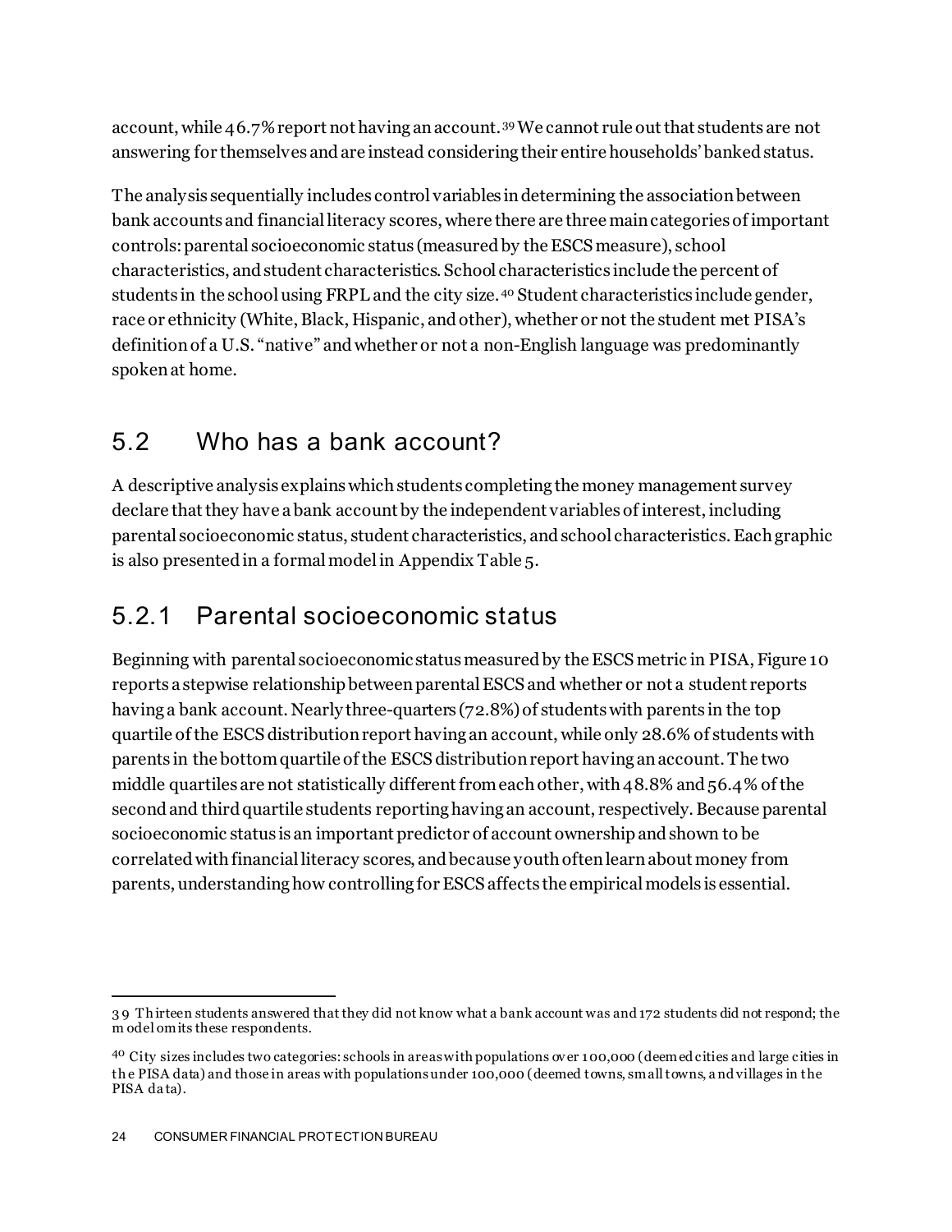account, while 46.7% report not having an account.[39] We cannot rule out that students are not answering for themselves and are instead considering their entire households' banked status.

The analysis sequentially includes control variables in determining the association between bank accounts and financial literacy scores, where there are three main categories of important controls: parental socioeconomic status (measured by the ESCS measure), school characteristics, and student characteristics. School characteristics include the percent of students in the school using FRPL and the city size.[40] Student characteristics include gender, race or ethnicity (White, Black, Hispanic, and other), whether or not the student met PISA's definition of a U.S. "native" and whether or not a non-English language was predominantly spoken at home.

## 5.2 Who has a bank account?

A descriptive analysis explains which students completing the money management survey declare that they have a bank account by the independent variables of interest, including parental socioeconomic status, student characteristics, and school characteristics. Each graphic is also presented in a formal model in Appendix Table 5.

### 5.2.1 Parental socioeconomic status

Beginning with parental socioeconomic status measured by the ESCS metric in PISA, Figure 10 reports a stepwise relationship between parental ESCS and whether or not a student reports having a bank account. Nearly three-quarters (72.8%) of students with parents in the top quartile of the ESCS distribution report having an account, while only 28.6% of students with parents in the bottom quartile of the ESCS distribution report having an account. The two middle quartiles are not statistically different from each other, with 48.8% and 56.4% of the second and third quartile students reporting having an account, respectively. Because parental socioeconomic status is an important predictor of account ownership and shown to be correlated with financial literacy scores, and because youth often learn about money from parents, understanding how controlling for ESCS affects the empirical models is essential.

---

[39] Thirteen students answered that they did not know what a bank account was and 172 students did not respond; the model omits these respondents.

[40] City sizes includes two categories: schools in areas with populations over 100,000 (deemed cities and large cities in the PISA data) and those in areas with populations under 100,000 (deemed towns, small towns, and villages in the PISA data).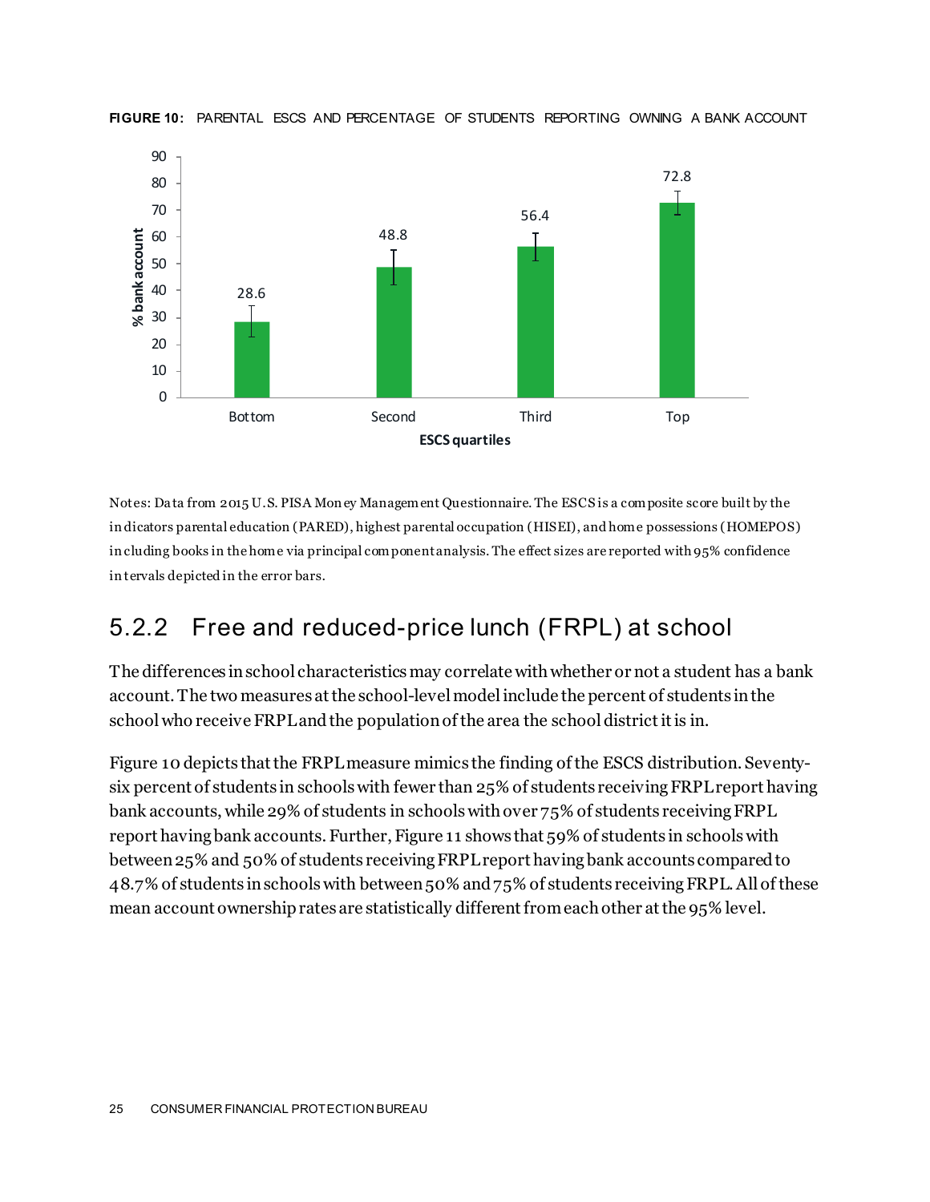**FIGURE 10:** PARENTAL ESCS AND PERCENTAGE OF STUDENTS REPORTING OWNING A BANK ACCOUNT

% bank account

90
80
70
60
50
40
30
20
10
0

28.6
48.8
56.4
72.8

Bottom
Second
Third
Top

ESCS quartiles

Notes: Data from 2015 U.S. PISA Money Management Questionnaire. The ESCS is a composite score built by the indicators parental education (PARED), highest parental occupation (HISEI), and home possessions (HOMEPOS) including books in the home via principal component analysis. The effect sizes are reported with 95% confidence intervals depicted in the error bars.

### 5.2.2 Free and reduced-price lunch (FRPL) at school

The differences in school characteristics may correlate with whether or not a student has a bank account. The two measures at the school-level model include the percent of students in the school who receive FRPL and the population of the area the school district it is in.

Figure 10 depicts that the FRPL measure mimics the finding of the ESCS distribution. Seventy-six percent of students in schools with fewer than 25% of students receiving FRPL report having bank accounts, while 29% of students in schools with over 75% of students receiving FRPL report having bank accounts. Further, Figure 11 shows that 59% of students in schools with between 25% and 50% of students receiving FRPL report having bank accounts compared to 48.7% of students in schools with between 50% and 75% of students receiving FRPL. All of these mean account ownership rates are statistically different from each other at the 95% level.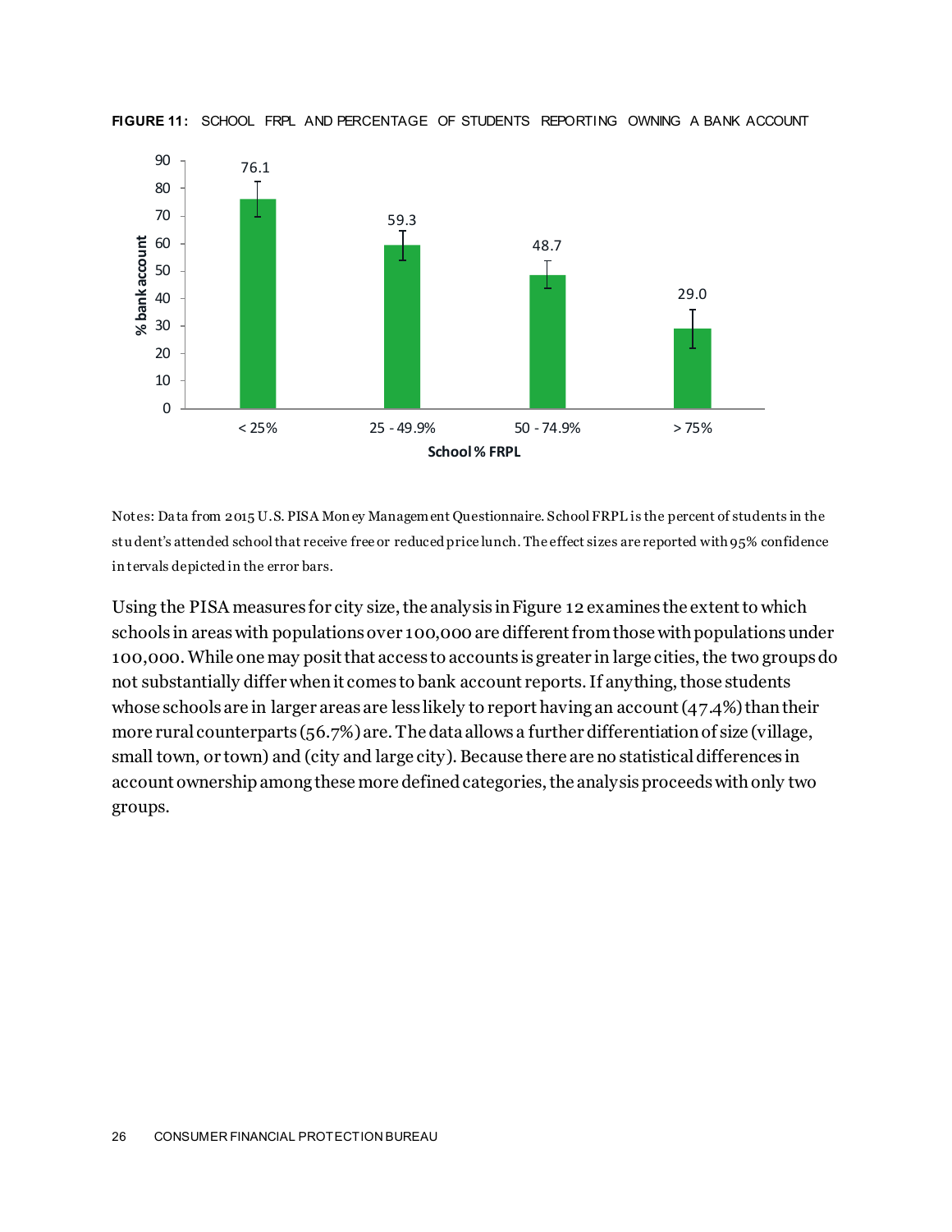**FIGURE 11:** SCHOOL FRPL AND PERCENTAGE OF STUDENTS REPORTING OWNING A BANK ACCOUNT

% bank account

90
80
70
60
50
40
30
20
10
0

76.1
59.3
48.7
29.0

< 25%
25 - 49.9%
50 - 74.9%
> 75%

School % FRPL

Notes: Data from 2015 U.S. PISA Money Management Questionnaire. School FRPL is the percent of students in the student's attended school that receive free or reduced price lunch. The effect sizes are reported with 95% confidence intervals depicted in the error bars.

Using the PISA measures for city size, the analysis in Figure 12 examines the extent to which schools in areas with populations over 100,000 are different from those with populations under 100,000. While one may posit that access to accounts is greater in large cities, the two groups do not substantially differ when it comes to bank account reports. If anything, those students whose schools are in larger areas are less likely to report having an account (47.4%) than their more rural counterparts (56.7%) are. The data allows a further differentiation of size (village, small town, or town) and (city and large city). Because there are no statistical differences in account ownership among these more defined categories, the analysis proceeds with only two groups.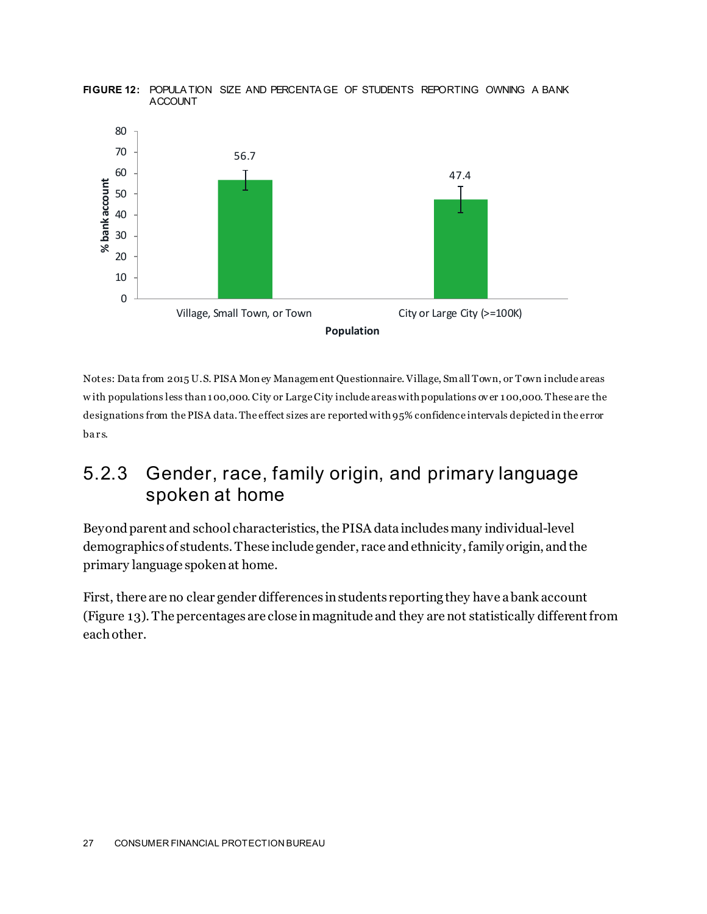**FIGURE 12:** POPULATION SIZE AND PERCENTAGE OF STUDENTS REPORTING OWNING A BANK ACCOUNT

% bank account

80
70
60
50
40
30
20
10
0

56.7
47.4

Village, Small Town, or Town
City or Large City (>=100K)

Population

Notes: Data from 2015 U.S. PISA Money Management Questionnaire. Village, Small Town, or Town include areas with populations less than 100,000. City or Large City include areas with populations over 100,000. These are the designations from the PISA data. The effect sizes are reported with 95% confidence intervals depicted in the error bars.

### 5.2.3 Gender, race, family origin, and primary language spoken at home

Beyond parent and school characteristics, the PISA data includes many individual-level demographics of students. These include gender, race and ethnicity, family origin, and the primary language spoken at home.

First, there are no clear gender differences in students reporting they have a bank account (Figure 13). The percentages are close in magnitude and they are not statistically different from each other.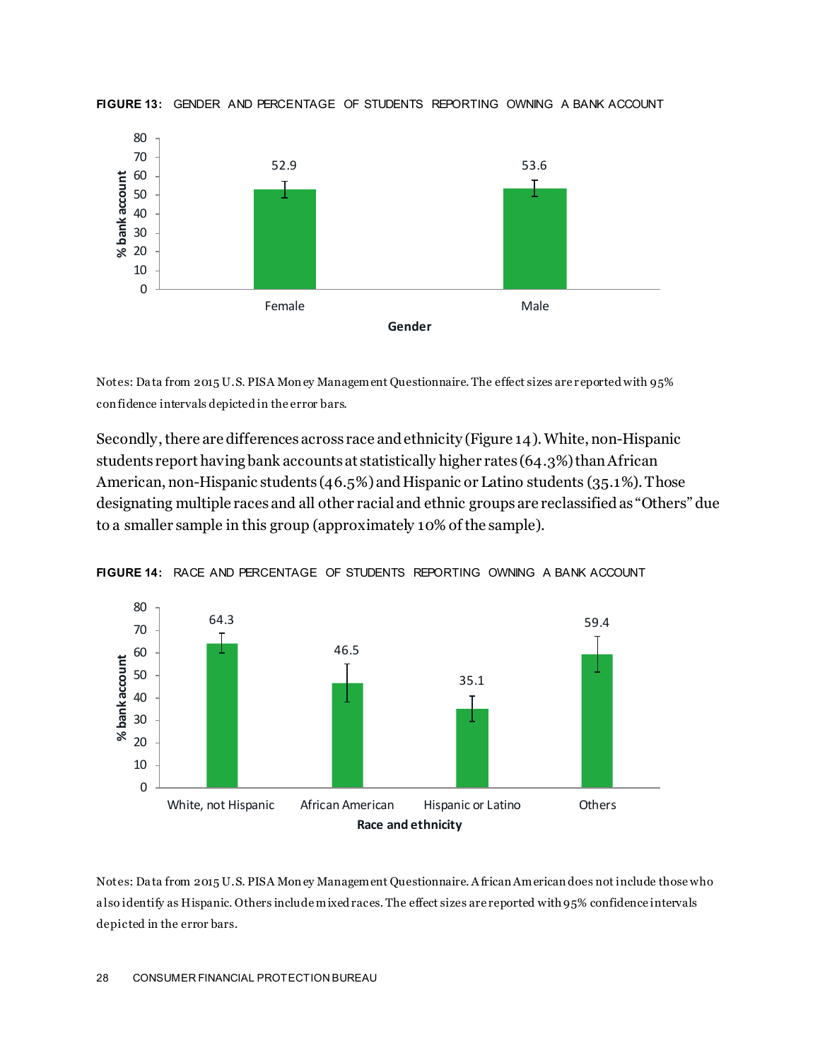**FIGURE 13:** GENDER AND PERCENTAGE OF STUDENTS REPORTING OWNING A BANK ACCOUNT

% bank account

80
70
60
50
40
30
20
10
0

52.9
53.6

Female
Male

Gender

Notes: Data from 2015 U.S. PISA Money Management Questionnaire. The effect sizes are reported with 95% confidence intervals depicted in the error bars.

Secondly, there are differences across race and ethnicity (Figure 14). White, non-Hispanic students report having bank accounts at statistically higher rates (64.3%) than African American, non-Hispanic students (46.5%) and Hispanic or Latino students (35.1%). Those designating multiple races and all other racial and ethnic groups are reclassified as "Others" due to a smaller sample in this group (approximately 10% of the sample).

**FIGURE 14:** RACE AND PERCENTAGE OF STUDENTS REPORTING OWNING A BANK ACCOUNT

% bank account

80
70
60
50
40
30
20
10
0

64.3
46.5
35.1
59.4

White, not Hispanic
African American
Hispanic or Latino
Others

Race and ethnicity

Notes: Data from 2015 U.S. PISA Money Management Questionnaire. African American does not include those who also identify as Hispanic. Others include mixed races. The effect sizes are reported with 95% confidence intervals depicted in the error bars.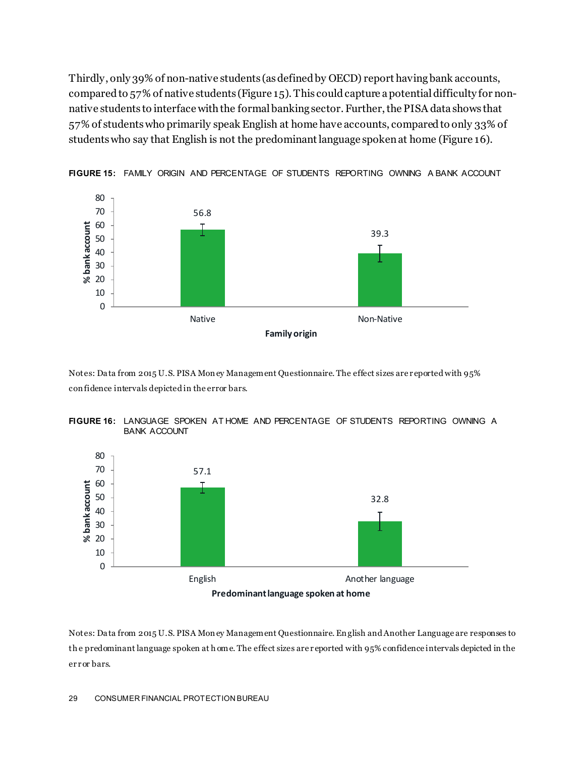Thirdly, only 39% of non-native students (as defined by OECD) report having bank accounts, compared to 57% of native students (Figure 15). This could capture a potential difficulty for non-native students to interface with the formal banking sector. Further, the PISA data shows that 57% of students who primarily speak English at home have accounts, compared to only 33% of students who say that English is not the predominant language spoken at home (Figure 16).

**FIGURE 15:** FAMILY ORIGIN AND PERCENTAGE OF STUDENTS REPORTING OWNING A BANK ACCOUNT

% bank account

80
70
60
50
40
30
20
10
0

56.8

39.3

Native

Non-Native

**Family origin**

Notes: Data from 2015 U.S. PISA Money Management Questionnaire. The effect sizes are reported with 95% confidence intervals depicted in the error bars.

**FIGURE 16:** LANGUAGE SPOKEN AT HOME AND PERCENTAGE OF STUDENTS REPORTING OWNING A BANK ACCOUNT

% bank account

80
70
60
50
40
30
20
10
0

57.1

32.8

English

Another language

**Predominant language spoken at home**

Notes: Data from 2015 U.S. PISA Money Management Questionnaire. English and Another Language are responses to the predominant language spoken at home. The effect sizes are reported with 95% confidence intervals depicted in the error bars.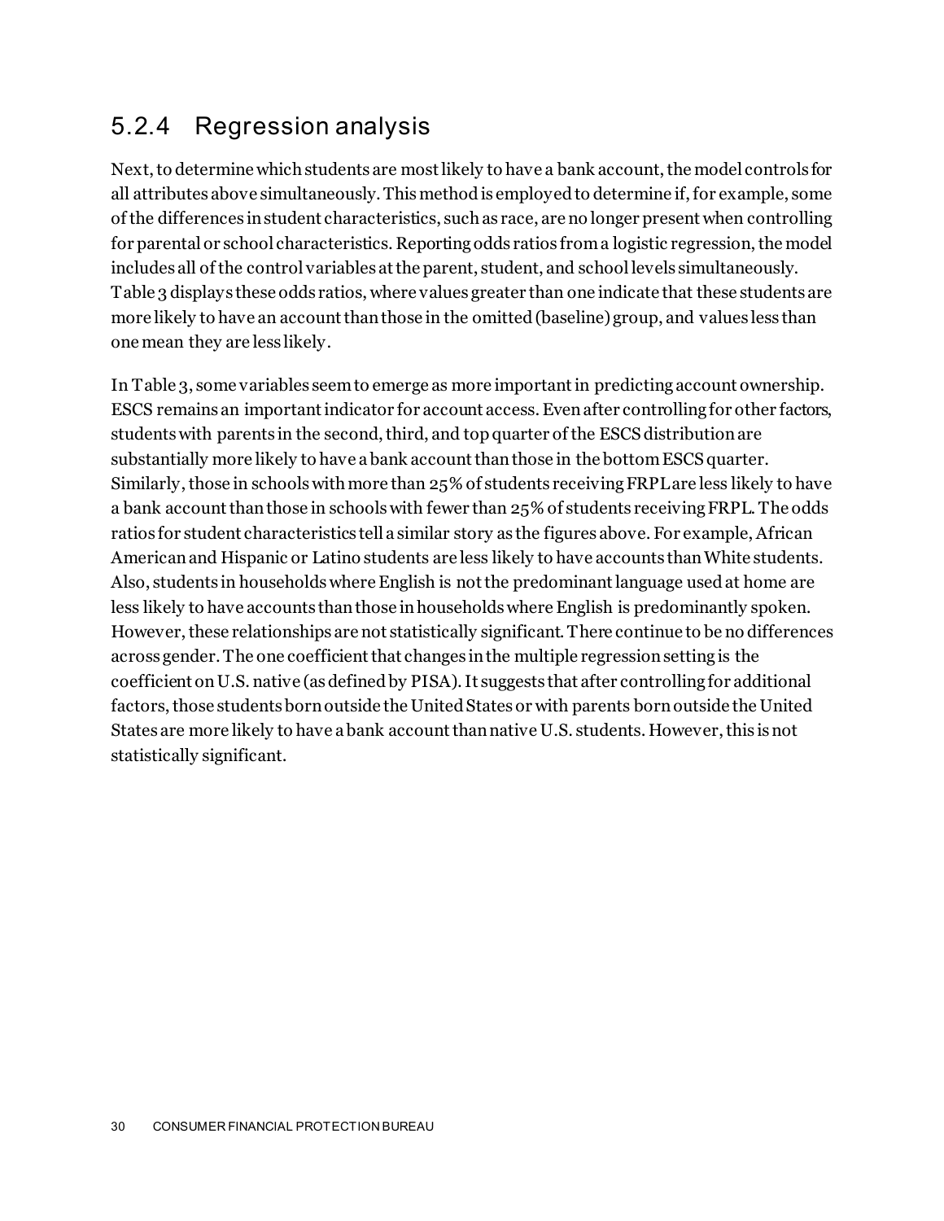### 5.2.4 Regression analysis

Next, to determine which students are most likely to have a bank account, the model controls for all attributes above simultaneously. This method is employed to determine if, for example, some of the differences in student characteristics, such as race, are no longer present when controlling for parental or school characteristics. Reporting odds ratios from a logistic regression, the model includes all of the control variables at the parent, student, and school levels simultaneously. Table 3 displays these odds ratios, where values greater than one indicate that these students are more likely to have an account than those in the omitted (baseline) group, and values less than one mean they are less likely.

In Table 3, some variables seem to emerge as more important in predicting account ownership. ESCS remains an important indicator for account access. Even after controlling for other factors, students with parents in the second, third, and top quarter of the ESCS distribution are substantially more likely to have a bank account than those in the bottom ESCS quarter. Similarly, those in schools with more than 25% of students receiving FRPL are less likely to have a bank account than those in schools with fewer than 25% of students receiving FRPL. The odds ratios for student characteristics tell a similar story as the figures above. For example, African American and Hispanic or Latino students are less likely to have accounts than White students. Also, students in households where English is not the predominant language used at home are less likely to have accounts than those in households where English is predominantly spoken. However, these relationships are not statistically significant. There continue to be no differences across gender. The one coefficient that changes in the multiple regression setting is the coefficient on U.S. native (as defined by PISA). It suggests that after controlling for additional factors, those students born outside the United States or with parents born outside the United States are more likely to have a bank account than native U.S. students. However, this is not statistically significant.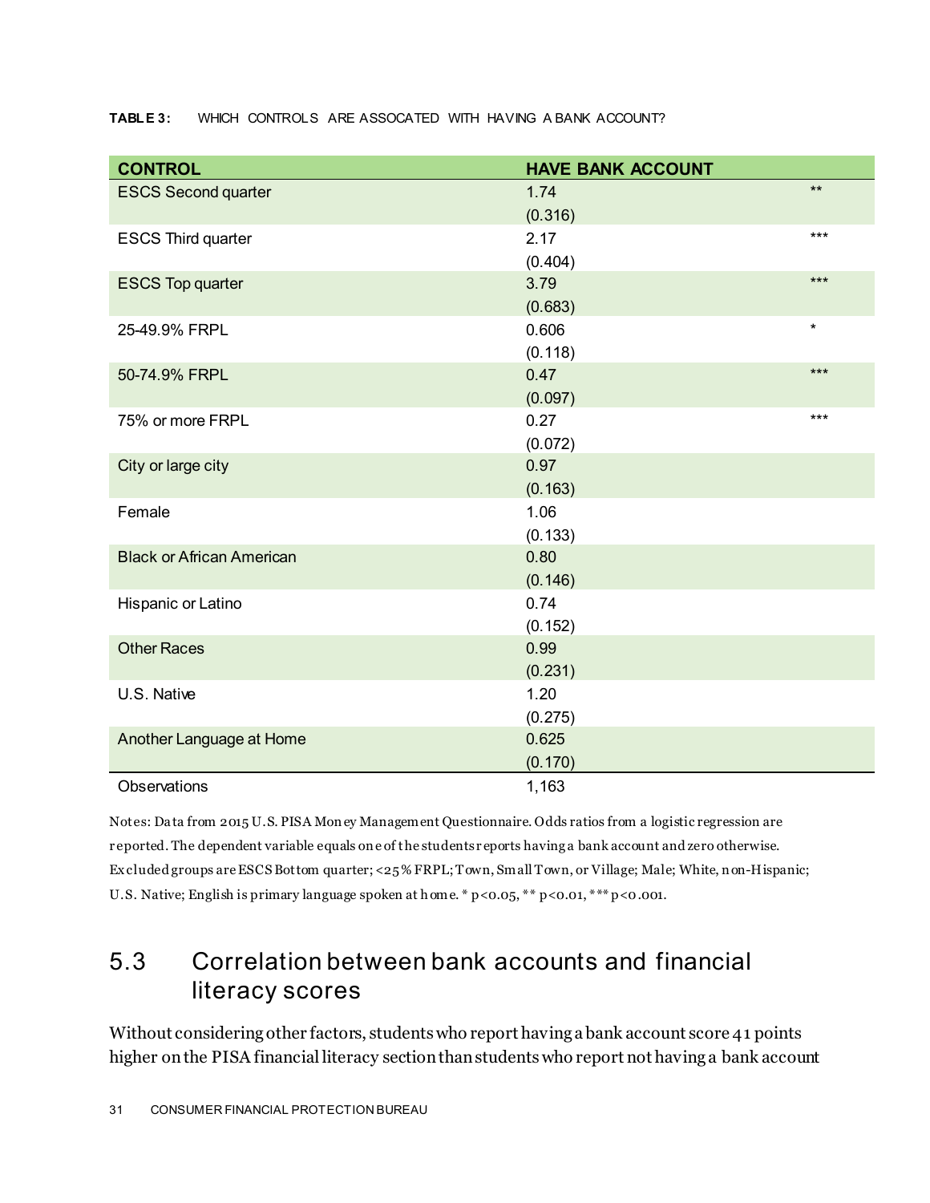**TABLE 3:** WHICH CONTROLS ARE ASSOCATED WITH HAVING A BANK ACCOUNT?

| CONTROL | HAVE BANK ACCOUNT | |
|---|---|---|
| ESCS Second quarter | 1.74 | ** |
| | (0.316) | |
| ESCS Third quarter | 2.17 | *** |
| | (0.404) | |
| ESCS Top quarter | 3.79 | *** |
| | (0.683) | |
| 25-49.9% FRPL | 0.606 | * |
| | (0.118) | |
| 50-74.9% FRPL | 0.47 | *** |
| | (0.097) | |
| 75% or more FRPL | 0.27 | *** |
| | (0.072) | |
| City or large city | 0.97 | |
| | (0.163) | |
| Female | 1.06 | |
| | (0.133) | |
| Black or African American | 0.80 | |
| | (0.146) | |
| Hispanic or Latino | 0.74 | |
| | (0.152) | |
| Other Races | 0.99 | |
| | (0.231) | |
| U.S. Native | 1.20 | |
| | (0.275) | |
| Another Language at Home | 0.625 | |
| | (0.170) | |
| Observations | 1,163 | |

Notes: Data from 2015 U.S. PISA Money Management Questionnaire. Odds ratios from a logistic regression are reported. The dependent variable equals one of the students reports having a bank account and zero otherwise. Excluded groups are ESCS Bottom quarter; <25% FRPL; Town, Small Town, or Village; Male; White, non-Hispanic; U.S. Native; English is primary language spoken at home. * $p<0.05$, ** $p<0.01$, *** $p<0.001$.

## 5.3 Correlation between bank accounts and financial literacy scores

Without considering other factors, students who report having a bank account score 41 points higher on the PISA financial literacy section than students who report not having a bank account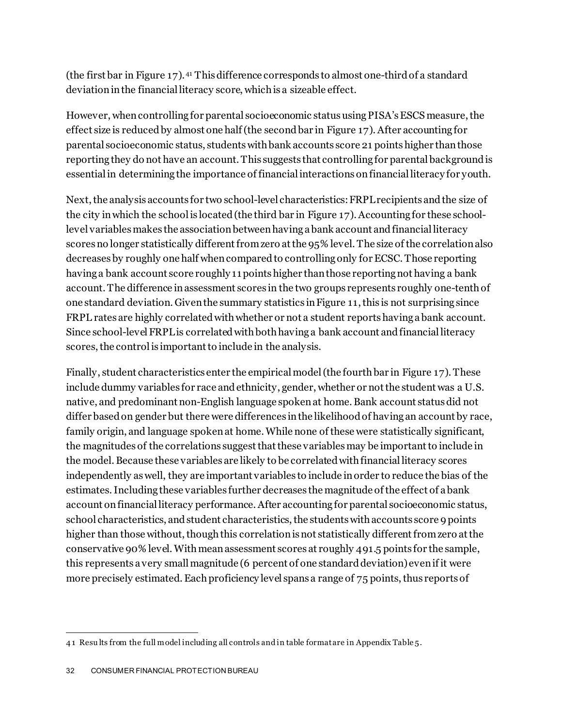(the first bar in Figure 17).[41] This difference corresponds to almost one-third of a standard deviation in the financial literacy score, which is a sizeable effect.

However, when controlling for parental socioeconomic status using PISA's ESCS measure, the effect size is reduced by almost one half (the second bar in Figure 17). After accounting for parental socioeconomic status, students with bank accounts score 21 points higher than those reporting they do not have an account. This suggests that controlling for parental background is essential in determining the importance of financial interactions on financial literacy for youth.

Next, the analysis accounts for two school-level characteristics: FRPL recipients and the size of the city in which the school is located (the third bar in Figure 17). Accounting for these school-level variables makes the association between having a bank account and financial literacy scores no longer statistically different from zero at the 95% level. The size of the correlation also decreases by roughly one half when compared to controlling only for ECSC. Those reporting having a bank account score roughly 11 points higher than those reporting not having a bank account. The difference in assessment scores in the two groups represents roughly one-tenth of one standard deviation. Given the summary statistics in Figure 11, this is not surprising since FRPL rates are highly correlated with whether or not a student reports having a bank account. Since school-level FRPL is correlated with both having a bank account and financial literacy scores, the control is important to include in the analysis.

Finally, student characteristics enter the empirical model (the fourth bar in Figure 17). These include dummy variables for race and ethnicity, gender, whether or not the student was a U.S. native, and predominant non-English language spoken at home. Bank account status did not differ based on gender but there were differences in the likelihood of having an account by race, family origin, and language spoken at home. While none of these were statistically significant, the magnitudes of the correlations suggest that these variables may be important to include in the model. Because these variables are likely to be correlated with financial literacy scores independently as well, they are important variables to include in order to reduce the bias of the estimates. Including these variables further decreases the magnitude of the effect of a bank account on financial literacy performance. After accounting for parental socioeconomic status, school characteristics, and student characteristics, the students with accounts score 9 points higher than those without, though this correlation is not statistically different from zero at the conservative 90% level. With mean assessment scores at roughly 491.5 points for the sample, this represents a very small magnitude (6 percent of one standard deviation) even if it were more precisely estimated. Each proficiency level spans a range of 75 points, thus reports of

---

41 Results from the full model including all controls and in table format are in Appendix Table 5.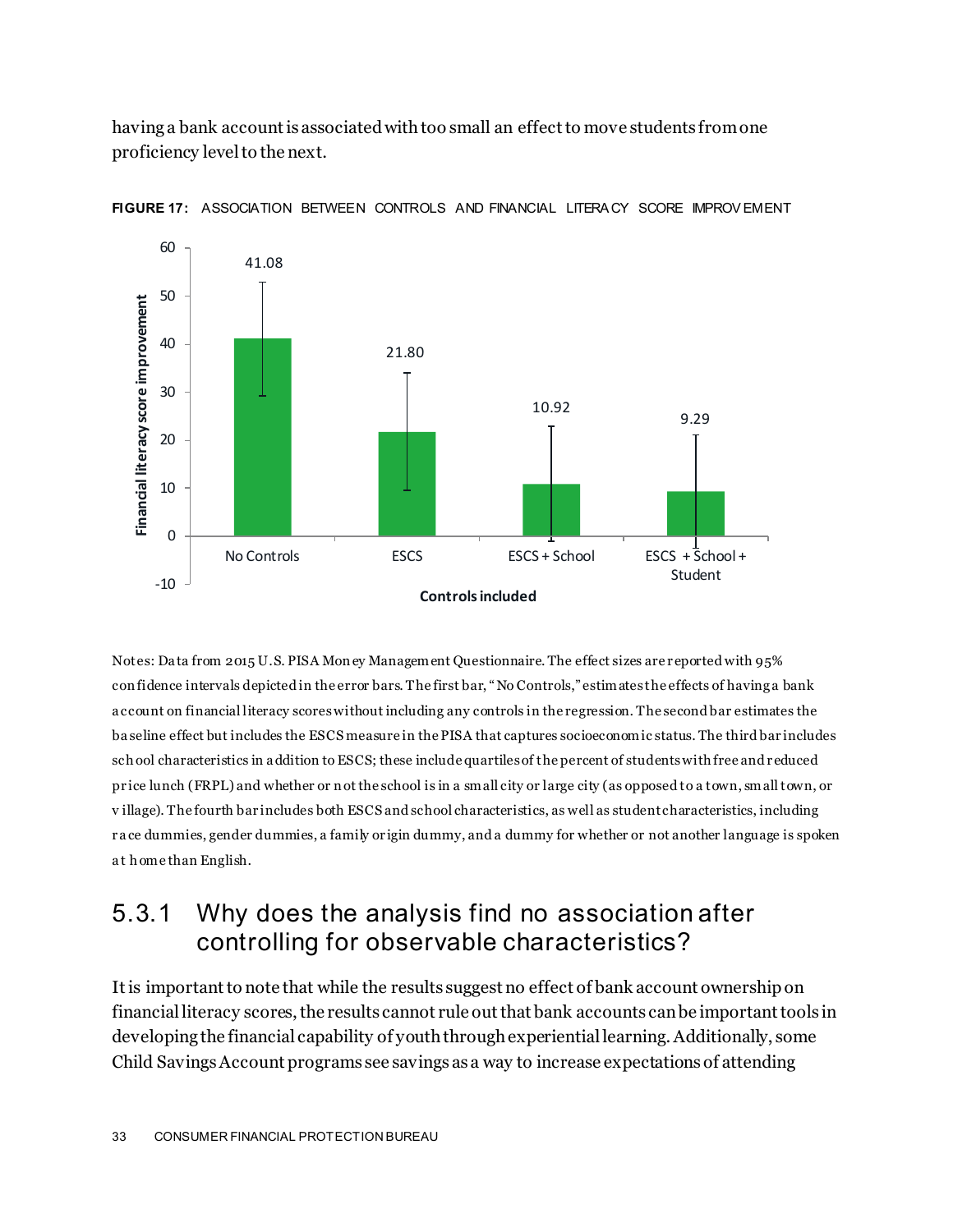having a bank account is associated with too small an effect to move students from one proficiency level to the next.

**FIGURE 17:** ASSOCIATION BETWEEN CONTROLS AND FINANCIAL LITERACY SCORE IMPROVEMENT

Notes: Data from 2015 U.S. PISA Money Management Questionnaire. The effect sizes are reported with 95% confidence intervals depicted in the error bars. The first bar, "No Controls," estimates the effects of having a bank account on financial literacy scores without including any controls in the regression. The second bar estimates the baseline effect but includes the ESCS measure in the PISA that captures socioeconomic status. The third bar includes school characteristics in addition to ESCS; these include quartiles of the percent of students with free and reduced price lunch (FRPL) and whether or not the school is in a small city or large city (as opposed to a town, small town, or village). The fourth bar includes both ESCS and school characteristics, as well as student characteristics, including race dummies, gender dummies, a family origin dummy, and a dummy for whether or not another language is spoken at home than English.

### 5.3.1 Why does the analysis find no association after controlling for observable characteristics?

It is important to note that while the results suggest no effect of bank account ownership on financial literacy scores, the results cannot rule out that bank accounts can be important tools in developing the financial capability of youth through experiential learning. Additionally, some Child Savings Account programs see savings as a way to increase expectations of attending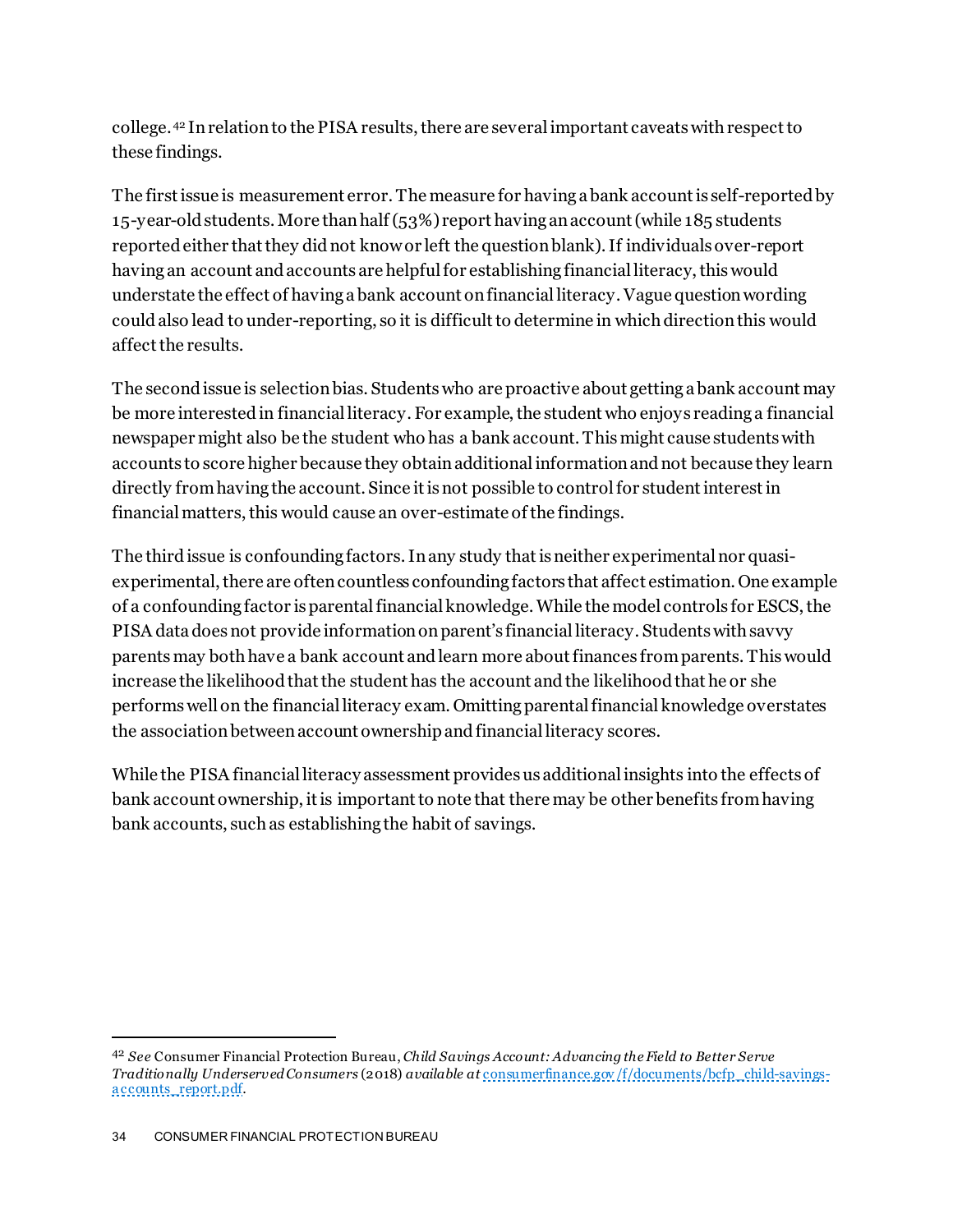college.[42] In relation to the PISA results, there are several important caveats with respect to these findings.

The first issue is measurement error. The measure for having a bank account is self-reported by 15-year-old students. More than half (53%) report having an account (while 185 students reported either that they did not know or left the question blank). If individuals over-report having an account and accounts are helpful for establishing financial literacy, this would understate the effect of having a bank account on financial literacy. Vague question wording could also lead to under-reporting, so it is difficult to determine in which direction this would affect the results.

The second issue is selection bias. Students who are proactive about getting a bank account may be more interested in financial literacy. For example, the student who enjoys reading a financial newspaper might also be the student who has a bank account. This might cause students with accounts to score higher because they obtain additional information and not because they learn directly from having the account. Since it is not possible to control for student interest in financial matters, this would cause an over-estimate of the findings.

The third issue is confounding factors. In any study that is neither experimental nor quasi-experimental, there are often countless confounding factors that affect estimation. One example of a confounding factor is parental financial knowledge. While the model controls for ESCS, the PISA data does not provide information on parent's financial literacy. Students with savvy parents may both have a bank account and learn more about finances from parents. This would increase the likelihood that the student has the account and the likelihood that he or she performs well on the financial literacy exam. Omitting parental financial knowledge overstates the association between account ownership and financial literacy scores.

While the PISA financial literacy assessment provides us additional insights into the effects of bank account ownership, it is important to note that there may be other benefits from having bank accounts, such as establishing the habit of savings.

---

[42] *See* Consumer Financial Protection Bureau, *Child Savings Account: Advancing the Field to Better Serve Traditionally Underserved Consumers* (2018) *available at* [consumerfinance.gov/f/documents/bcfp_child-savings-accounts_report.pdf](consumerfinance.gov/f/documents/bcfp_child-savings-accounts_report.pdf).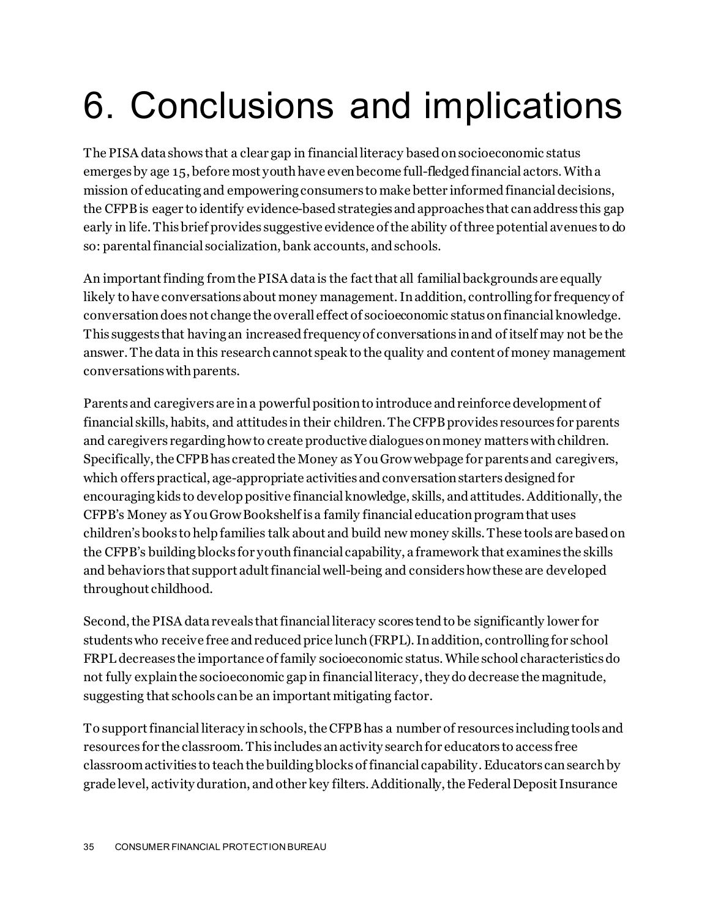# 6. Conclusions and implications

The PISA data shows that a clear gap in financial literacy based on socioeconomic status emerges by age 15, before most youth have even become full-fledged financial actors. With a mission of educating and empowering consumers to make better informed financial decisions, the CFPB is eager to identify evidence-based strategies and approaches that can address this gap early in life. This brief provides suggestive evidence of the ability of three potential avenues to do so: parental financial socialization, bank accounts, and schools.

An important finding from the PISA data is the fact that all familial backgrounds are equally likely to have conversations about money management. In addition, controlling for frequency of conversation does not change the overall effect of socioeconomic status on financial knowledge. This suggests that having an increased frequency of conversations in and of itself may not be the answer. The data in this research cannot speak to the quality and content of money management conversations with parents.

Parents and caregivers are in a powerful position to introduce and reinforce development of financial skills, habits, and attitudes in their children. The CFPB provides resources for parents and caregivers regarding how to create productive dialogues on money matters with children. Specifically, the CFPB has created the Money as You Grow webpage for parents and caregivers, which offers practical, age-appropriate activities and conversation starters designed for encouraging kids to develop positive financial knowledge, skills, and attitudes. Additionally, the CFPB's Money as You Grow Bookshelf is a family financial education program that uses children's books to help families talk about and build new money skills. These tools are based on the CFPB's building blocks for youth financial capability, a framework that examines the skills and behaviors that support adult financial well-being and considers how these are developed throughout childhood.

Second, the PISA data reveals that financial literacy scores tend to be significantly lower for students who receive free and reduced price lunch (FRPL). In addition, controlling for school FRPL decreases the importance of family socioeconomic status. While school characteristics do not fully explain the socioeconomic gap in financial literacy, they do decrease the magnitude, suggesting that schools can be an important mitigating factor.

To support financial literacy in schools, the CFPB has a number of resources including tools and resources for the classroom. This includes an activity search for educators to access free classroom activities to teach the building blocks of financial capability. Educators can search by grade level, activity duration, and other key filters. Additionally, the Federal Deposit Insurance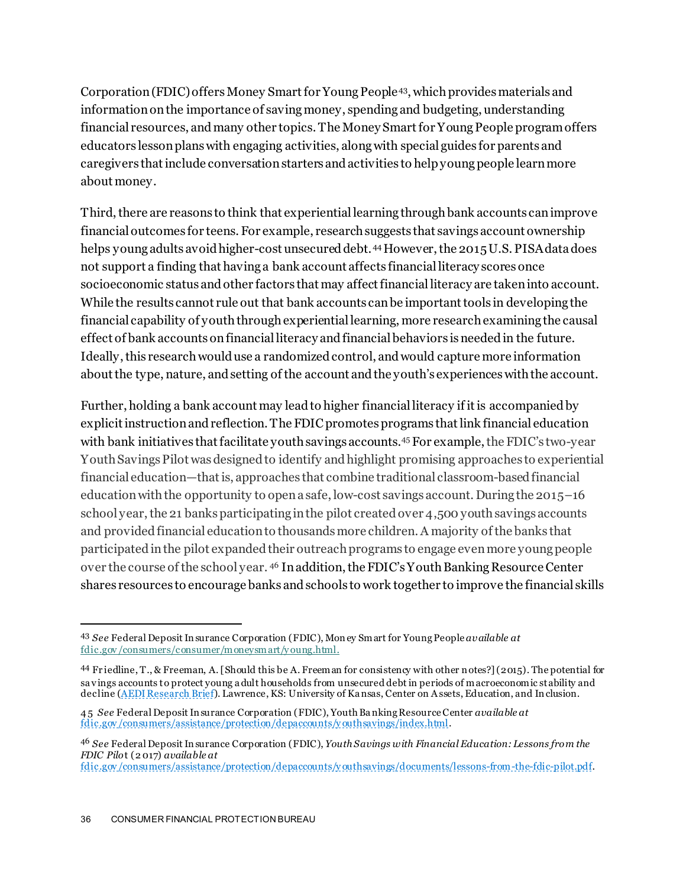Corporation (FDIC) offers Money Smart for Young People[43], which provides materials and information on the importance of saving money, spending and budgeting, understanding financial resources, and many other topics. The Money Smart for Young People program offers educators lesson plans with engaging activities, along with special guides for parents and caregivers that include conversation starters and activities to help young people learn more about money.

Third, there are reasons to think that experiential learning through bank accounts can improve financial outcomes for teens. For example, research suggests that savings account ownership helps young adults avoid higher-cost unsecured debt.[44] However, the 2015 U.S. PISA data does not support a finding that having a bank account affects financial literacy scores once socioeconomic status and other factors that may affect financial literacy are taken into account. While the results cannot rule out that bank accounts can be important tools in developing the financial capability of youth through experiential learning, more research examining the causal effect of bank accounts on financial literacy and financial behaviors is needed in the future. Ideally, this research would use a randomized control, and would capture more information about the type, nature, and setting of the account and the youth's experiences with the account.

Further, holding a bank account may lead to higher financial literacy if it is accompanied by explicit instruction and reflection. The FDIC promotes programs that link financial education with bank initiatives that facilitate youth savings accounts.[45] For example, the FDIC's two-year Youth Savings Pilot was designed to identify and highlight promising approaches to experiential financial education—that is, approaches that combine traditional classroom-based financial education with the opportunity to open a safe, low-cost savings account. During the 2015–16 school year, the 21 banks participating in the pilot created over 4,500 youth savings accounts and provided financial education to thousands more children. A majority of the banks that participated in the pilot expanded their outreach programs to engage even more young people over the course of the school year.[46] In addition, the FDIC's Youth Banking Resource Center shares resources to encourage banks and schools to work together to improve the financial skills

---

[43] *See* Federal Deposit Insurance Corporation (FDIC), Money Smart for Young People *available at* fdic.gov/consumers/consumer/moneysmart/young.html.

[44] Friedline, T., & Freeman, A. [Should this be A. Freeman for consistency with other notes?] (2015). The potential for savings accounts to protect young adult households from unsecured debt in periods of macroeconomic stability and decline (AEDI Research Brief). Lawrence, KS: University of Kansas, Center on Assets, Education, and Inclusion.

[45] *See* Federal Deposit Insurance Corporation (FDIC), Youth Banking Resource Center *available at* fdic.gov/consumers/assistance/protection/depaccounts/youthsavings/index.html.

[46] *See* Federal Deposit Insurance Corporation (FDIC), *Youth Savings with Financial Education: Lessons from the FDIC Pilot* (2017) *available at* fdic.gov/consumers/assistance/protection/depaccounts/youthsavings/documents/lessons-from-the-fdic-pilot.pdf.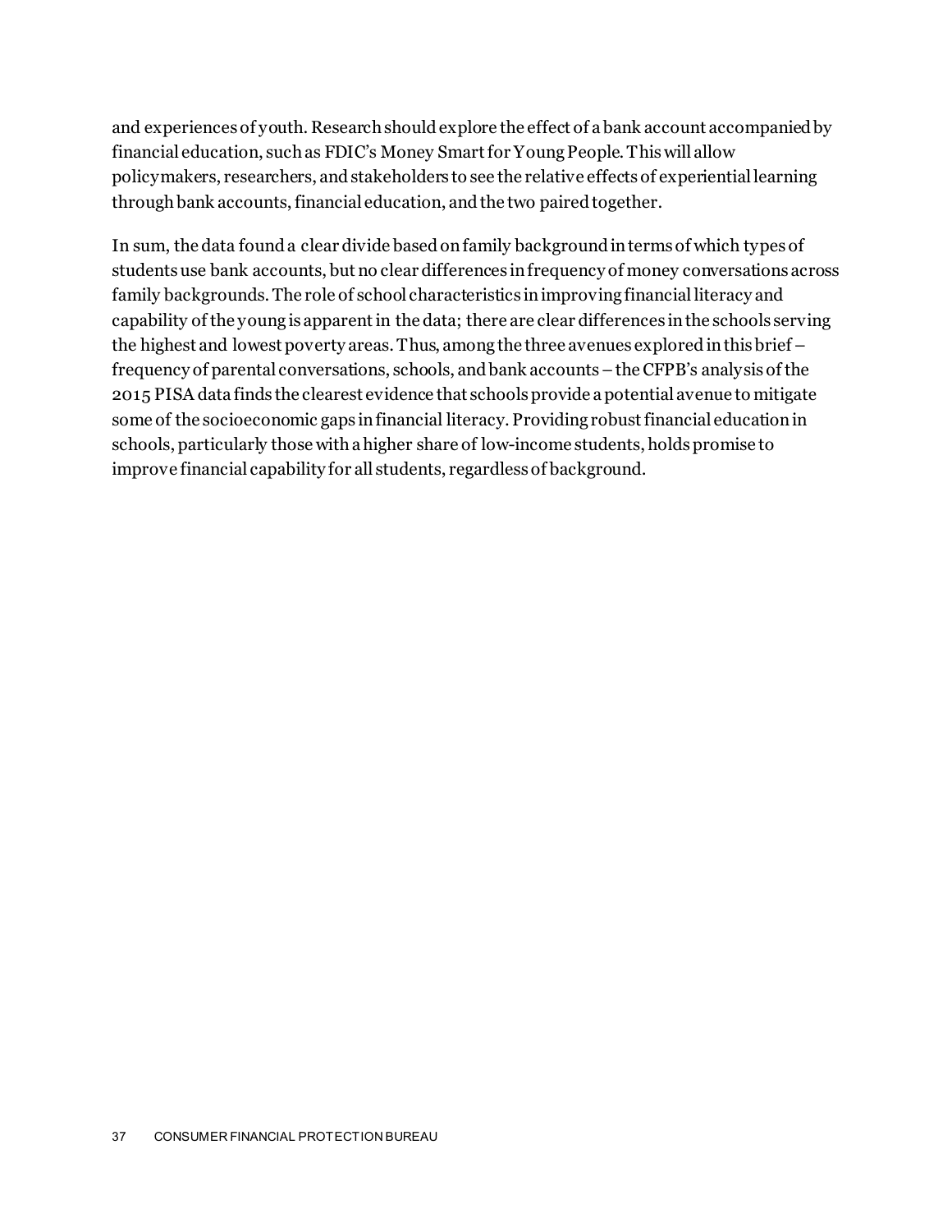and experiences of youth. Research should explore the effect of a bank account accompanied by financial education, such as FDIC's Money Smart for Young People. This will allow policymakers, researchers, and stakeholders to see the relative effects of experiential learning through bank accounts, financial education, and the two paired together.

In sum, the data found a clear divide based on family background in terms of which types of students use bank accounts, but no clear differences in frequency of money conversations across family backgrounds. The role of school characteristics in improving financial literacy and capability of the young is apparent in the data; there are clear differences in the schools serving the highest and lowest poverty areas. Thus, among the three avenues explored in this brief – frequency of parental conversations, schools, and bank accounts – the CFPB's analysis of the 2015 PISA data finds the clearest evidence that schools provide a potential avenue to mitigate some of the socioeconomic gaps in financial literacy. Providing robust financial education in schools, particularly those with a higher share of low-income students, holds promise to improve financial capability for all students, regardless of background.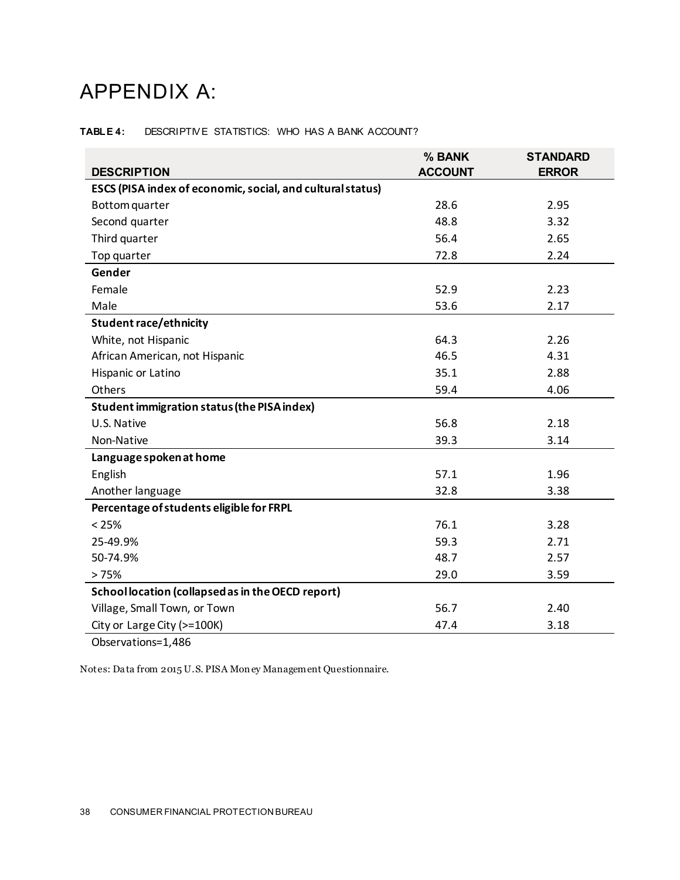# APPENDIX A:

**TABLE 4:** DESCRIPTIVE STATISTICS: WHO HAS A BANK ACCOUNT?

| DESCRIPTION | % BANK ACCOUNT | STANDARD ERROR |
|---|---|---|
| **ESCS (PISA index of economic, social, and cultural status)** | | |
| Bottom quarter | 28.6 | 2.95 |
| Second quarter | 48.8 | 3.32 |
| Third quarter | 56.4 | 2.65 |
| Top quarter | 72.8 | 2.24 |
| **Gender** | | |
| Female | 52.9 | 2.23 |
| Male | 53.6 | 2.17 |
| **Student race/ethnicity** | | |
| White, not Hispanic | 64.3 | 2.26 |
| African American, not Hispanic | 46.5 | 4.31 |
| Hispanic or Latino | 35.1 | 2.88 |
| Others | 59.4 | 4.06 |
| **Student immigration status (the PISA index)** | | |
| U.S. Native | 56.8 | 2.18 |
| Non-Native | 39.3 | 3.14 |
| **Language spoken at home** | | |
| English | 57.1 | 1.96 |
| Another language | 32.8 | 3.38 |
| **Percentage of students eligible for FRPL** | | |
| < 25% | 76.1 | 3.28 |
| 25-49.9% | 59.3 | 2.71 |
| 50-74.9% | 48.7 | 2.57 |
| > 75% | 29.0 | 3.59 |
| **School location (collapsed as in the OECD report)** | | |
| Village, Small Town, or Town | 56.7 | 2.40 |
| City or Large City (>=100K) | 47.4 | 3.18 |
| Observations=1,486 | | |

Notes: Data from 2015 U.S. PISA Money Management Questionnaire.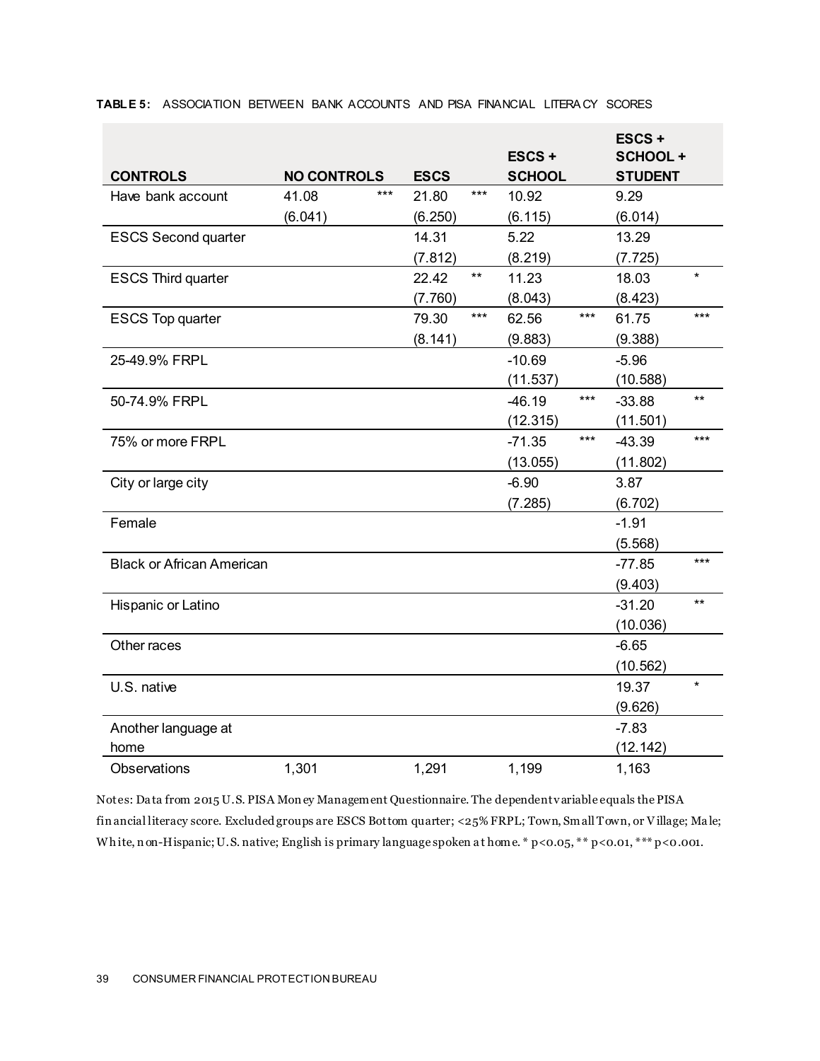**TABLE 5:** ASSOCIATION BETWEEN BANK ACCOUNTS AND PISA FINANCIAL LITERACY SCORES

| CONTROLS | NO CONTROLS | | ESCS | | ESCS + SCHOOL | | ESCS + SCHOOL + STUDENT | |
|---|---|---|---|---|---|---|---|---|
| Have bank account | 41.08 | *** | 21.80 | *** | 10.92 | | 9.29 | |
| | (6.041) | | (6.250) | | (6.115) | | (6.014) | |
| ESCS Second quarter | | | 14.31 | | 5.22 | | 13.29 | |
| | | | (7.812) | | (8.219) | | (7.725) | |
| ESCS Third quarter | | | 22.42 | ** | 11.23 | | 18.03 | * |
| | | | (7.760) | | (8.043) | | (8.423) | |
| ESCS Top quarter | | | 79.30 | *** | 62.56 | *** | 61.75 | *** |
| | | | (8.141) | | (9.883) | | (9.388) | |
| 25-49.9% FRPL | | | | | -10.69 | | -5.96 | |
| | | | | | (11.537) | | (10.588) | |
| 50-74.9% FRPL | | | | | -46.19 | *** | -33.88 | ** |
| | | | | | (12.315) | | (11.501) | |
| 75% or more FRPL | | | | | -71.35 | *** | -43.39 | *** |
| | | | | | (13.055) | | (11.802) | |
| City or large city | | | | | -6.90 | | 3.87 | |
| | | | | | (7.285) | | (6.702) | |
| Female | | | | | | | -1.91 | |
| | | | | | | | (5.568) | |
| Black or African American | | | | | | | -77.85 | *** |
| | | | | | | | (9.403) | |
| Hispanic or Latino | | | | | | | -31.20 | ** |
| | | | | | | | (10.036) | |
| Other races | | | | | | | -6.65 | |
| | | | | | | | (10.562) | |
| U.S. native | | | | | | | 19.37 | * |
| | | | | | | | (9.626) | |
| Another language at home | | | | | | | -7.83 | |
| | | | | | | | (12.142) | |
| Observations | 1,301 | | 1,291 | | 1,199 | | 1,163 | |

Notes: Data from 2015 U.S. PISA Money Management Questionnaire. The dependent variable equals the PISA financial literacy score. Excluded groups are ESCS Bottom quarter; <25% FRPL; Town, Small Town, or Village; Male; White, non-Hispanic; U.S. native; English is primary language spoken at home. * $p<0.05$, ** $p<0.01$, *** $p<0.001$.